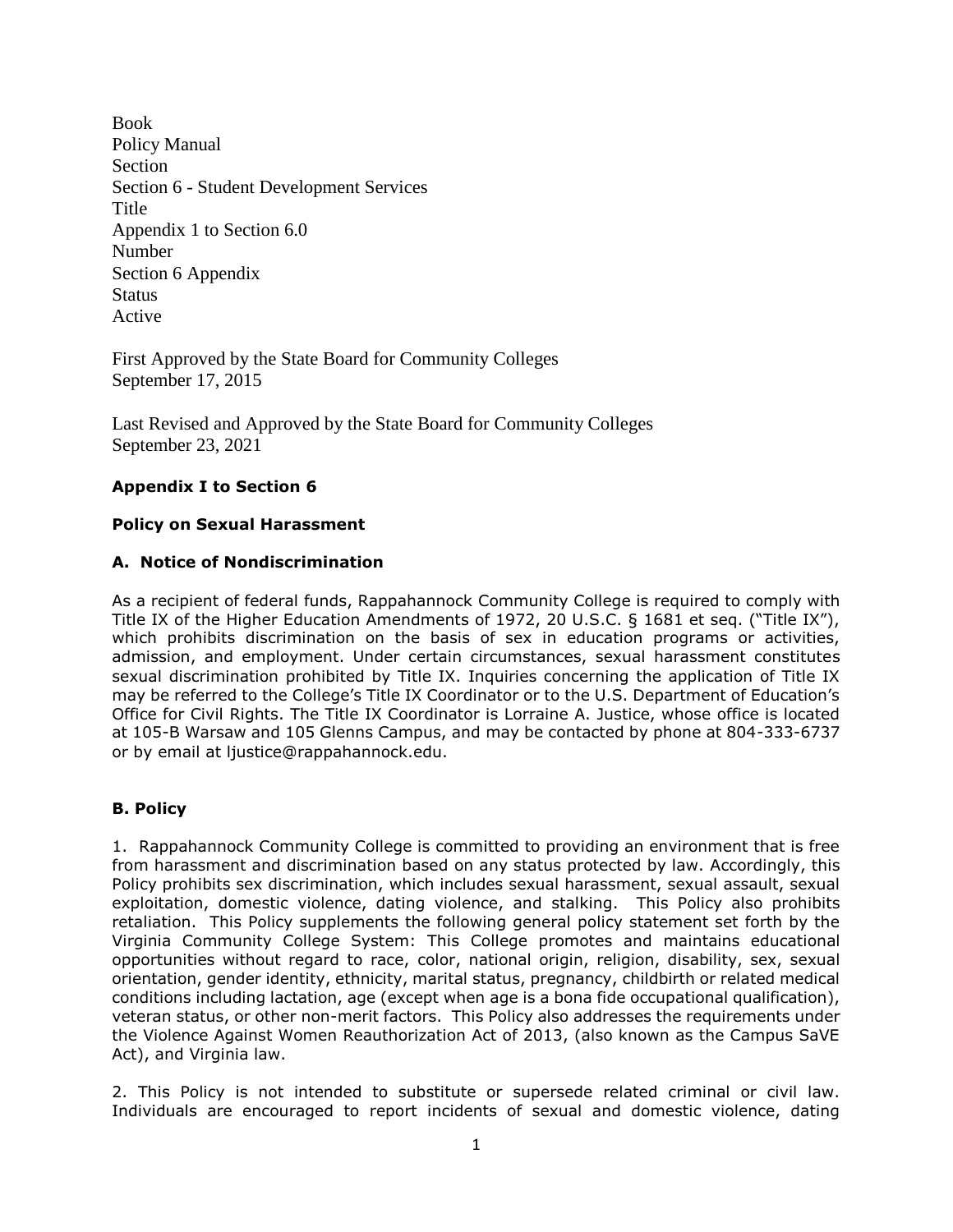Book
Policy Manual
Section
Section 6 - Student Development Services
Title
Appendix 1 to Section 6.0
Number
Section 6 Appendix
Status
Active

First Approved by the State Board for Community Colleges
September 17, 2015

Last Revised and Approved by the State Board for Community Colleges
September 23, 2021

## Appendix I to Section 6

## Policy on Sexual Harassment

### A. Notice of Nondiscrimination

As a recipient of federal funds, Rappahannock Community College is required to comply with Title IX of the Higher Education Amendments of 1972, 20 U.S.C. § 1681 et seq. ("Title IX"), which prohibits discrimination on the basis of sex in education programs or activities, admission, and employment. Under certain circumstances, sexual harassment constitutes sexual discrimination prohibited by Title IX. Inquiries concerning the application of Title IX may be referred to the College's Title IX Coordinator or to the U.S. Department of Education's Office for Civil Rights. The Title IX Coordinator is Lorraine A. Justice, whose office is located at 105-B Warsaw and 105 Glenns Campus, and may be contacted by phone at 804-333-6737 or by email at ljustice@rappahannock.edu.

### B. Policy

1. Rappahannock Community College is committed to providing an environment that is free from harassment and discrimination based on any status protected by law. Accordingly, this Policy prohibits sex discrimination, which includes sexual harassment, sexual assault, sexual exploitation, domestic violence, dating violence, and stalking. This Policy also prohibits retaliation. This Policy supplements the following general policy statement set forth by the Virginia Community College System: This College promotes and maintains educational opportunities without regard to race, color, national origin, religion, disability, sex, sexual orientation, gender identity, ethnicity, marital status, pregnancy, childbirth or related medical conditions including lactation, age (except when age is a bona fide occupational qualification), veteran status, or other non-merit factors. This Policy also addresses the requirements under the Violence Against Women Reauthorization Act of 2013, (also known as the Campus SaVE Act), and Virginia law.

2. This Policy is not intended to substitute or supersede related criminal or civil law. Individuals are encouraged to report incidents of sexual and domestic violence, dating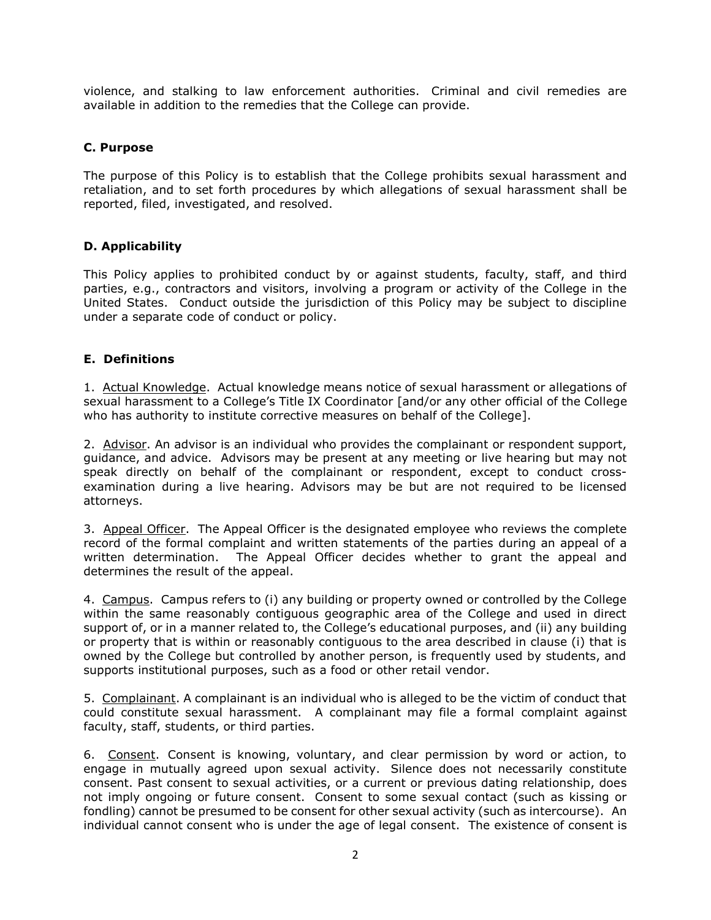violence, and stalking to law enforcement authorities. Criminal and civil remedies are available in addition to the remedies that the College can provide.

### C. Purpose

The purpose of this Policy is to establish that the College prohibits sexual harassment and retaliation, and to set forth procedures by which allegations of sexual harassment shall be reported, filed, investigated, and resolved.

### D. Applicability

This Policy applies to prohibited conduct by or against students, faculty, staff, and third parties, e.g., contractors and visitors, involving a program or activity of the College in the United States. Conduct outside the jurisdiction of this Policy may be subject to discipline under a separate code of conduct or policy.

### E. Definitions

1. Actual Knowledge. Actual knowledge means notice of sexual harassment or allegations of sexual harassment to a College's Title IX Coordinator [and/or any other official of the College who has authority to institute corrective measures on behalf of the College].

2. Advisor. An advisor is an individual who provides the complainant or respondent support, guidance, and advice. Advisors may be present at any meeting or live hearing but may not speak directly on behalf of the complainant or respondent, except to conduct cross-examination during a live hearing. Advisors may be but are not required to be licensed attorneys.

3. Appeal Officer. The Appeal Officer is the designated employee who reviews the complete record of the formal complaint and written statements of the parties during an appeal of a written determination. The Appeal Officer decides whether to grant the appeal and determines the result of the appeal.

4. Campus. Campus refers to (i) any building or property owned or controlled by the College within the same reasonably contiguous geographic area of the College and used in direct support of, or in a manner related to, the College's educational purposes, and (ii) any building or property that is within or reasonably contiguous to the area described in clause (i) that is owned by the College but controlled by another person, is frequently used by students, and supports institutional purposes, such as a food or other retail vendor.

5. Complainant. A complainant is an individual who is alleged to be the victim of conduct that could constitute sexual harassment. A complainant may file a formal complaint against faculty, staff, students, or third parties.

6. Consent. Consent is knowing, voluntary, and clear permission by word or action, to engage in mutually agreed upon sexual activity. Silence does not necessarily constitute consent. Past consent to sexual activities, or a current or previous dating relationship, does not imply ongoing or future consent. Consent to some sexual contact (such as kissing or fondling) cannot be presumed to be consent for other sexual activity (such as intercourse). An individual cannot consent who is under the age of legal consent. The existence of consent is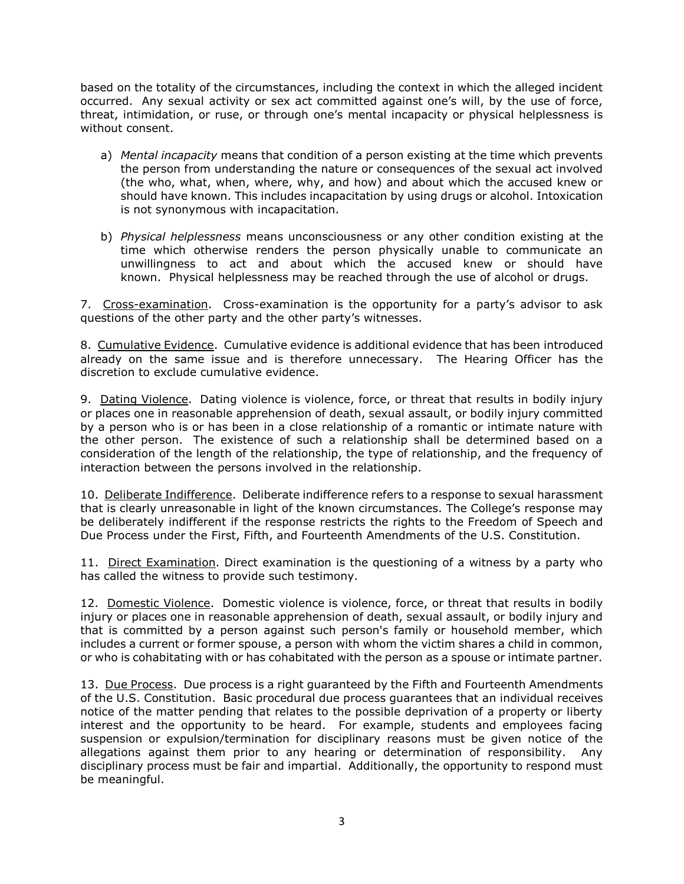based on the totality of the circumstances, including the context in which the alleged incident occurred. Any sexual activity or sex act committed against one's will, by the use of force, threat, intimidation, or ruse, or through one's mental incapacity or physical helplessness is without consent.

a) *Mental incapacity* means that condition of a person existing at the time which prevents the person from understanding the nature or consequences of the sexual act involved (the who, what, when, where, why, and how) and about which the accused knew or should have known. This includes incapacitation by using drugs or alcohol. Intoxication is not synonymous with incapacitation.

b) *Physical helplessness* means unconsciousness or any other condition existing at the time which otherwise renders the person physically unable to communicate an unwillingness to act and about which the accused knew or should have known. Physical helplessness may be reached through the use of alcohol or drugs.

7. Cross-examination. Cross-examination is the opportunity for a party's advisor to ask questions of the other party and the other party's witnesses.

8. Cumulative Evidence. Cumulative evidence is additional evidence that has been introduced already on the same issue and is therefore unnecessary. The Hearing Officer has the discretion to exclude cumulative evidence.

9. Dating Violence. Dating violence is violence, force, or threat that results in bodily injury or places one in reasonable apprehension of death, sexual assault, or bodily injury committed by a person who is or has been in a close relationship of a romantic or intimate nature with the other person. The existence of such a relationship shall be determined based on a consideration of the length of the relationship, the type of relationship, and the frequency of interaction between the persons involved in the relationship.

10. Deliberate Indifference. Deliberate indifference refers to a response to sexual harassment that is clearly unreasonable in light of the known circumstances. The College's response may be deliberately indifferent if the response restricts the rights to the Freedom of Speech and Due Process under the First, Fifth, and Fourteenth Amendments of the U.S. Constitution.

11. Direct Examination. Direct examination is the questioning of a witness by a party who has called the witness to provide such testimony.

12. Domestic Violence. Domestic violence is violence, force, or threat that results in bodily injury or places one in reasonable apprehension of death, sexual assault, or bodily injury and that is committed by a person against such person's family or household member, which includes a current or former spouse, a person with whom the victim shares a child in common, or who is cohabitating with or has cohabitated with the person as a spouse or intimate partner.

13. Due Process. Due process is a right guaranteed by the Fifth and Fourteenth Amendments of the U.S. Constitution. Basic procedural due process guarantees that an individual receives notice of the matter pending that relates to the possible deprivation of a property or liberty interest and the opportunity to be heard. For example, students and employees facing suspension or expulsion/termination for disciplinary reasons must be given notice of the allegations against them prior to any hearing or determination of responsibility. Any disciplinary process must be fair and impartial. Additionally, the opportunity to respond must be meaningful.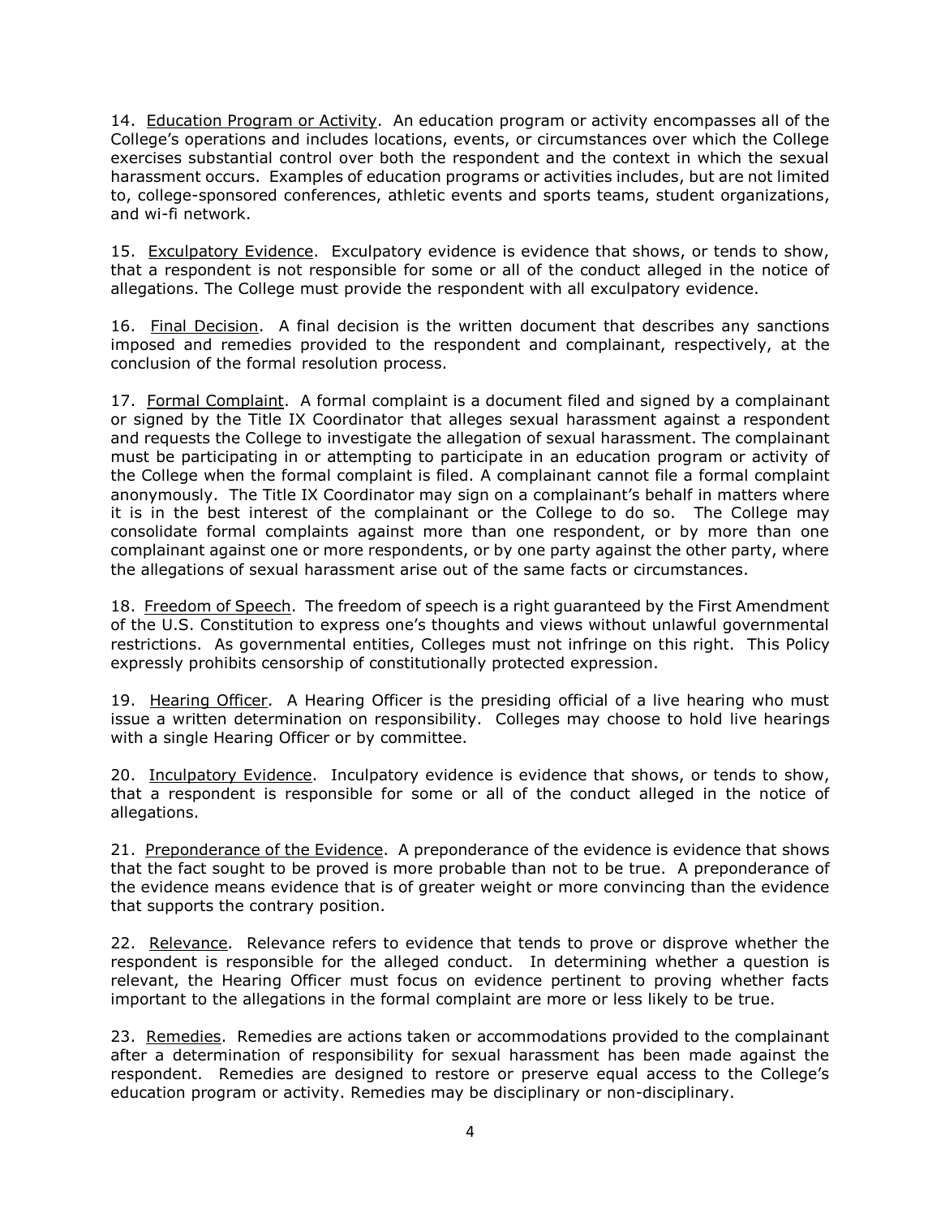14. Education Program or Activity. An education program or activity encompasses all of the College's operations and includes locations, events, or circumstances over which the College exercises substantial control over both the respondent and the context in which the sexual harassment occurs. Examples of education programs or activities includes, but are not limited to, college-sponsored conferences, athletic events and sports teams, student organizations, and wi-fi network.

15. Exculpatory Evidence. Exculpatory evidence is evidence that shows, or tends to show, that a respondent is not responsible for some or all of the conduct alleged in the notice of allegations. The College must provide the respondent with all exculpatory evidence.

16. Final Decision. A final decision is the written document that describes any sanctions imposed and remedies provided to the respondent and complainant, respectively, at the conclusion of the formal resolution process.

17. Formal Complaint. A formal complaint is a document filed and signed by a complainant or signed by the Title IX Coordinator that alleges sexual harassment against a respondent and requests the College to investigate the allegation of sexual harassment. The complainant must be participating in or attempting to participate in an education program or activity of the College when the formal complaint is filed. A complainant cannot file a formal complaint anonymously. The Title IX Coordinator may sign on a complainant's behalf in matters where it is in the best interest of the complainant or the College to do so. The College may consolidate formal complaints against more than one respondent, or by more than one complainant against one or more respondents, or by one party against the other party, where the allegations of sexual harassment arise out of the same facts or circumstances.

18. Freedom of Speech. The freedom of speech is a right guaranteed by the First Amendment of the U.S. Constitution to express one's thoughts and views without unlawful governmental restrictions. As governmental entities, Colleges must not infringe on this right. This Policy expressly prohibits censorship of constitutionally protected expression.

19. Hearing Officer. A Hearing Officer is the presiding official of a live hearing who must issue a written determination on responsibility. Colleges may choose to hold live hearings with a single Hearing Officer or by committee.

20. Inculpatory Evidence. Inculpatory evidence is evidence that shows, or tends to show, that a respondent is responsible for some or all of the conduct alleged in the notice of allegations.

21. Preponderance of the Evidence. A preponderance of the evidence is evidence that shows that the fact sought to be proved is more probable than not to be true. A preponderance of the evidence means evidence that is of greater weight or more convincing than the evidence that supports the contrary position.

22. Relevance. Relevance refers to evidence that tends to prove or disprove whether the respondent is responsible for the alleged conduct. In determining whether a question is relevant, the Hearing Officer must focus on evidence pertinent to proving whether facts important to the allegations in the formal complaint are more or less likely to be true.

23. Remedies. Remedies are actions taken or accommodations provided to the complainant after a determination of responsibility for sexual harassment has been made against the respondent. Remedies are designed to restore or preserve equal access to the College's education program or activity. Remedies may be disciplinary or non-disciplinary.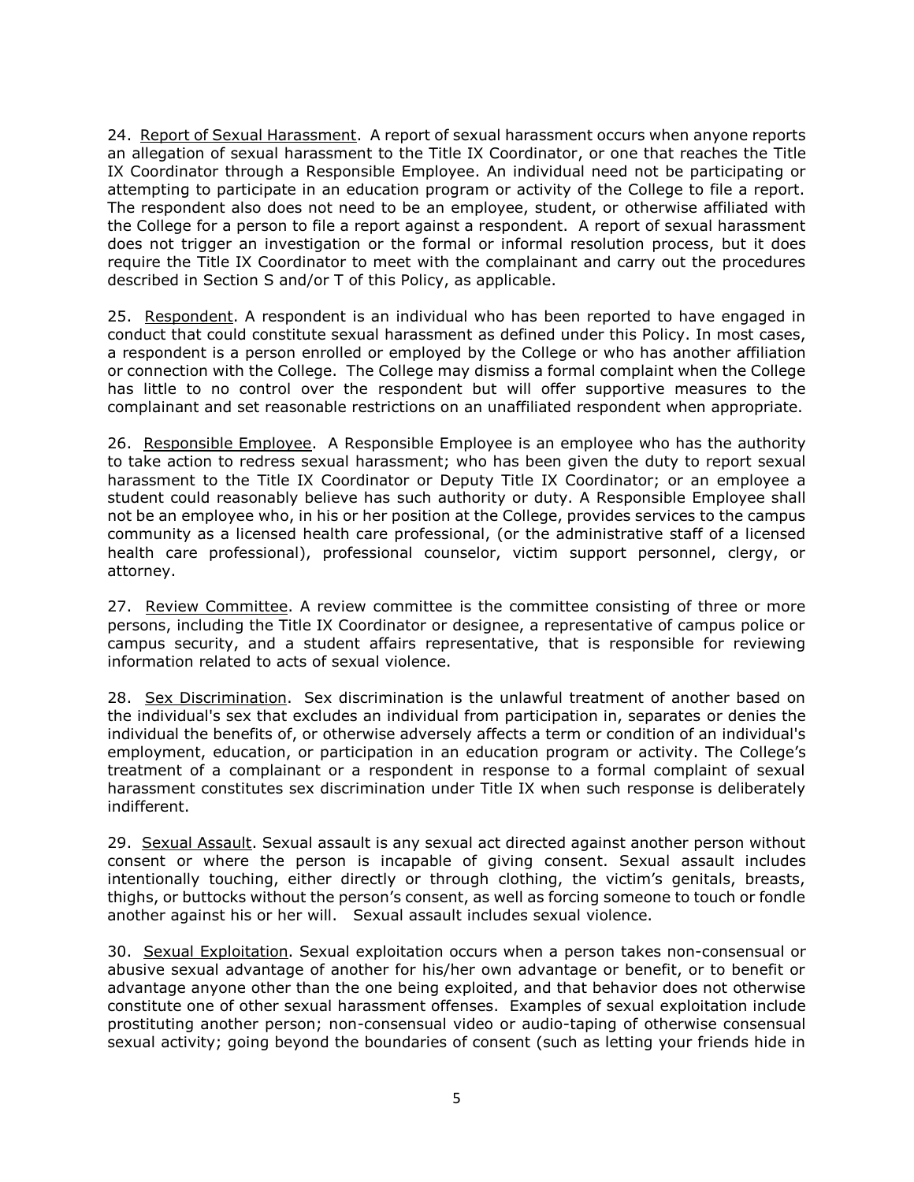24. <u>Report of Sexual Harassment</u>. A report of sexual harassment occurs when anyone reports an allegation of sexual harassment to the Title IX Coordinator, or one that reaches the Title IX Coordinator through a Responsible Employee. An individual need not be participating or attempting to participate in an education program or activity of the College to file a report. The respondent also does not need to be an employee, student, or otherwise affiliated with the College for a person to file a report against a respondent. A report of sexual harassment does not trigger an investigation or the formal or informal resolution process, but it does require the Title IX Coordinator to meet with the complainant and carry out the procedures described in Section S and/or T of this Policy, as applicable.

25. <u>Respondent</u>. A respondent is an individual who has been reported to have engaged in conduct that could constitute sexual harassment as defined under this Policy. In most cases, a respondent is a person enrolled or employed by the College or who has another affiliation or connection with the College. The College may dismiss a formal complaint when the College has little to no control over the respondent but will offer supportive measures to the complainant and set reasonable restrictions on an unaffiliated respondent when appropriate.

26. <u>Responsible Employee</u>. A Responsible Employee is an employee who has the authority to take action to redress sexual harassment; who has been given the duty to report sexual harassment to the Title IX Coordinator or Deputy Title IX Coordinator; or an employee a student could reasonably believe has such authority or duty. A Responsible Employee shall not be an employee who, in his or her position at the College, provides services to the campus community as a licensed health care professional, (or the administrative staff of a licensed health care professional), professional counselor, victim support personnel, clergy, or attorney.

27. <u>Review Committee</u>. A review committee is the committee consisting of three or more persons, including the Title IX Coordinator or designee, a representative of campus police or campus security, and a student affairs representative, that is responsible for reviewing information related to acts of sexual violence.

28. <u>Sex Discrimination</u>. Sex discrimination is the unlawful treatment of another based on the individual's sex that excludes an individual from participation in, separates or denies the individual the benefits of, or otherwise adversely affects a term or condition of an individual's employment, education, or participation in an education program or activity. The College's treatment of a complainant or a respondent in response to a formal complaint of sexual harassment constitutes sex discrimination under Title IX when such response is deliberately indifferent.

29. <u>Sexual Assault</u>. Sexual assault is any sexual act directed against another person without consent or where the person is incapable of giving consent. Sexual assault includes intentionally touching, either directly or through clothing, the victim's genitals, breasts, thighs, or buttocks without the person's consent, as well as forcing someone to touch or fondle another against his or her will. Sexual assault includes sexual violence.

30. <u>Sexual Exploitation</u>. Sexual exploitation occurs when a person takes non-consensual or abusive sexual advantage of another for his/her own advantage or benefit, or to benefit or advantage anyone other than the one being exploited, and that behavior does not otherwise constitute one of other sexual harassment offenses. Examples of sexual exploitation include prostituting another person; non-consensual video or audio-taping of otherwise consensual sexual activity; going beyond the boundaries of consent (such as letting your friends hide in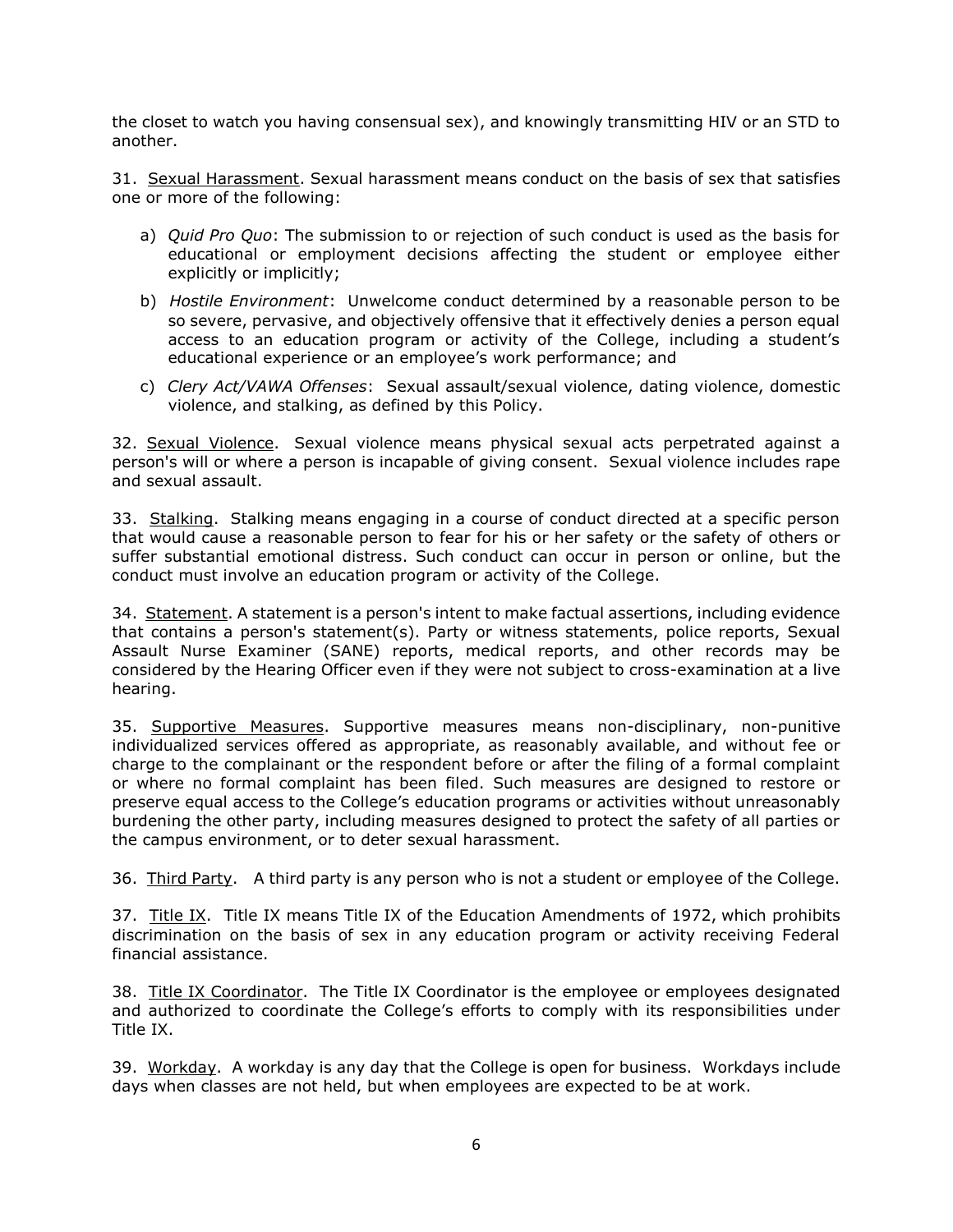the closet to watch you having consensual sex), and knowingly transmitting HIV or an STD to another.

31. Sexual Harassment. Sexual harassment means conduct on the basis of sex that satisfies one or more of the following:

a) *Quid Pro Quo*: The submission to or rejection of such conduct is used as the basis for educational or employment decisions affecting the student or employee either explicitly or implicitly;

b) *Hostile Environment*: Unwelcome conduct determined by a reasonable person to be so severe, pervasive, and objectively offensive that it effectively denies a person equal access to an education program or activity of the College, including a student's educational experience or an employee's work performance; and

c) *Clery Act/VAWA Offenses*: Sexual assault/sexual violence, dating violence, domestic violence, and stalking, as defined by this Policy.

32. Sexual Violence. Sexual violence means physical sexual acts perpetrated against a person's will or where a person is incapable of giving consent. Sexual violence includes rape and sexual assault.

33. Stalking. Stalking means engaging in a course of conduct directed at a specific person that would cause a reasonable person to fear for his or her safety or the safety of others or suffer substantial emotional distress. Such conduct can occur in person or online, but the conduct must involve an education program or activity of the College.

34. Statement. A statement is a person's intent to make factual assertions, including evidence that contains a person's statement(s). Party or witness statements, police reports, Sexual Assault Nurse Examiner (SANE) reports, medical reports, and other records may be considered by the Hearing Officer even if they were not subject to cross-examination at a live hearing.

35. Supportive Measures. Supportive measures means non-disciplinary, non-punitive individualized services offered as appropriate, as reasonably available, and without fee or charge to the complainant or the respondent before or after the filing of a formal complaint or where no formal complaint has been filed. Such measures are designed to restore or preserve equal access to the College's education programs or activities without unreasonably burdening the other party, including measures designed to protect the safety of all parties or the campus environment, or to deter sexual harassment.

36. Third Party. A third party is any person who is not a student or employee of the College.

37. Title IX. Title IX means Title IX of the Education Amendments of 1972, which prohibits discrimination on the basis of sex in any education program or activity receiving Federal financial assistance.

38. Title IX Coordinator. The Title IX Coordinator is the employee or employees designated and authorized to coordinate the College's efforts to comply with its responsibilities under Title IX.

39. Workday. A workday is any day that the College is open for business. Workdays include days when classes are not held, but when employees are expected to be at work.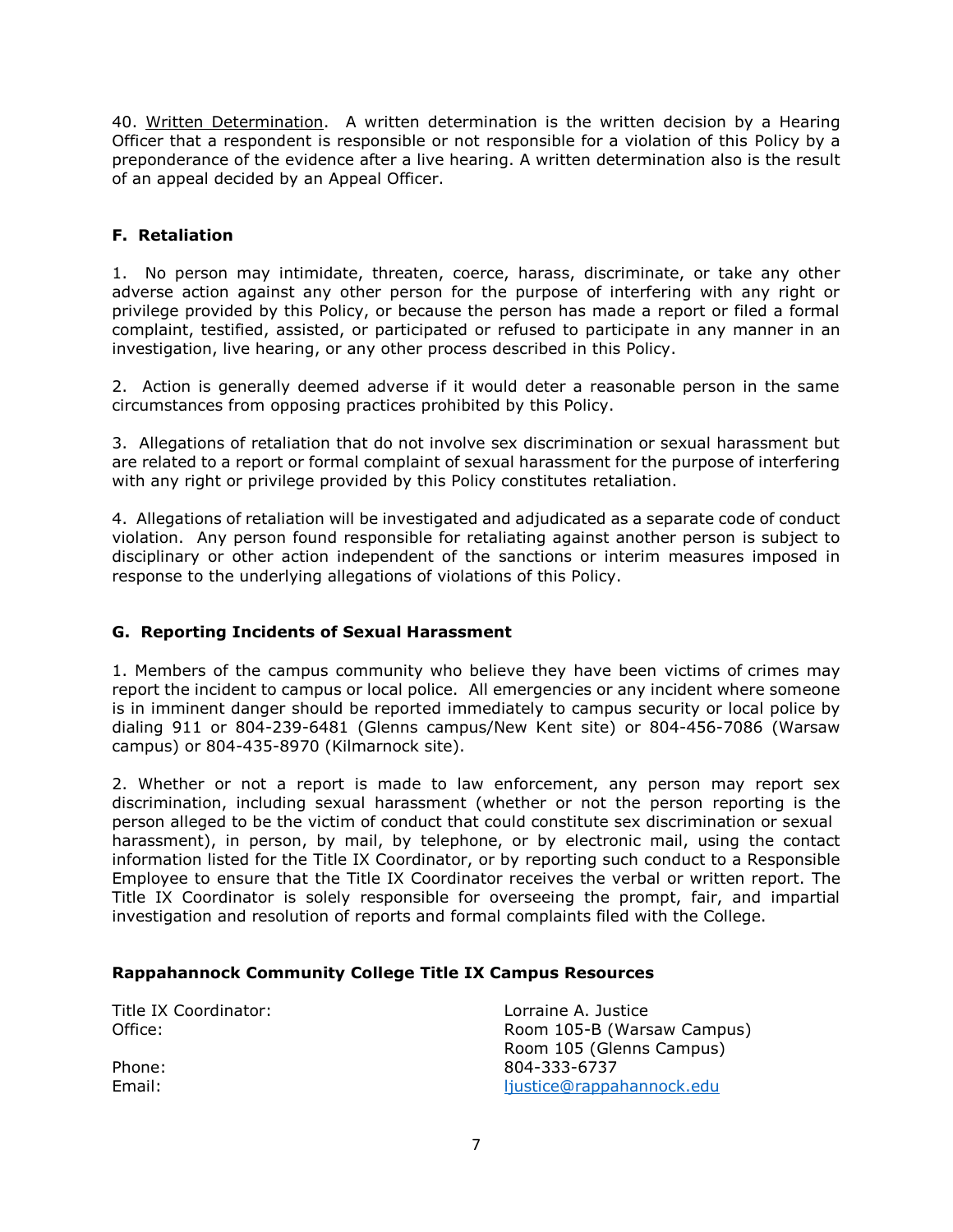40. Written Determination. A written determination is the written decision by a Hearing Officer that a respondent is responsible or not responsible for a violation of this Policy by a preponderance of the evidence after a live hearing. A written determination also is the result of an appeal decided by an Appeal Officer.

## F. Retaliation

1. No person may intimidate, threaten, coerce, harass, discriminate, or take any other adverse action against any other person for the purpose of interfering with any right or privilege provided by this Policy, or because the person has made a report or filed a formal complaint, testified, assisted, or participated or refused to participate in any manner in an investigation, live hearing, or any other process described in this Policy.

2. Action is generally deemed adverse if it would deter a reasonable person in the same circumstances from opposing practices prohibited by this Policy.

3. Allegations of retaliation that do not involve sex discrimination or sexual harassment but are related to a report or formal complaint of sexual harassment for the purpose of interfering with any right or privilege provided by this Policy constitutes retaliation.

4. Allegations of retaliation will be investigated and adjudicated as a separate code of conduct violation. Any person found responsible for retaliating against another person is subject to disciplinary or other action independent of the sanctions or interim measures imposed in response to the underlying allegations of violations of this Policy.

## G. Reporting Incidents of Sexual Harassment

1. Members of the campus community who believe they have been victims of crimes may report the incident to campus or local police. All emergencies or any incident where someone is in imminent danger should be reported immediately to campus security or local police by dialing 911 or 804-239-6481 (Glenns campus/New Kent site) or 804-456-7086 (Warsaw campus) or 804-435-8970 (Kilmarnock site).

2. Whether or not a report is made to law enforcement, any person may report sex discrimination, including sexual harassment (whether or not the person reporting is the person alleged to be the victim of conduct that could constitute sex discrimination or sexual harassment), in person, by mail, by telephone, or by electronic mail, using the contact information listed for the Title IX Coordinator, or by reporting such conduct to a Responsible Employee to ensure that the Title IX Coordinator receives the verbal or written report. The Title IX Coordinator is solely responsible for overseeing the prompt, fair, and impartial investigation and resolution of reports and formal complaints filed with the College.

### Rappahannock Community College Title IX Campus Resources

| | |
|---|---|
| Title IX Coordinator: | Lorraine A. Justice |
| Office: | Room 105-B (Warsaw Campus)<br>Room 105 (Glenns Campus) |
| Phone: | 804-333-6737 |
| Email: | ljustice@rappahannock.edu |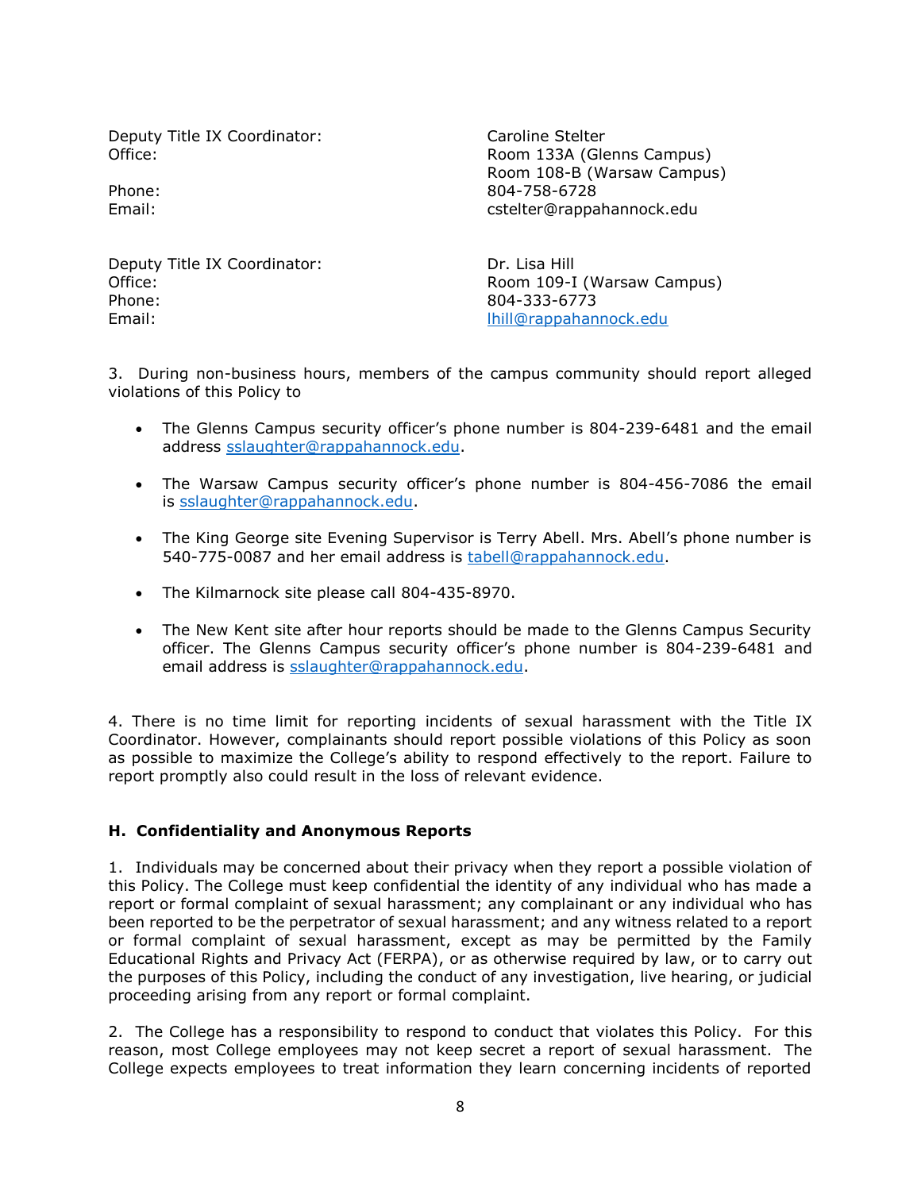| | |
|---|---|
| Deputy Title IX Coordinator: | Caroline Stelter |
| Office: | Room 133A (Glenns Campus)<br>Room 108-B (Warsaw Campus) |
| Phone: | 804-758-6728 |
| Email: | cstelter@rappahannock.edu |

| | |
|---|---|
| Deputy Title IX Coordinator: | Dr. Lisa Hill |
| Office: | Room 109-I (Warsaw Campus) |
| Phone: | 804-333-6773 |
| Email: | lhill@rappahannock.edu |

3. During non-business hours, members of the campus community should report alleged violations of this Policy to

- The Glenns Campus security officer's phone number is 804-239-6481 and the email address sslaughter@rappahannock.edu.
- The Warsaw Campus security officer's phone number is 804-456-7086 the email is sslaughter@rappahannock.edu.
- The King George site Evening Supervisor is Terry Abell. Mrs. Abell's phone number is 540-775-0087 and her email address is tabell@rappahannock.edu.
- The Kilmarnock site please call 804-435-8970.
- The New Kent site after hour reports should be made to the Glenns Campus Security officer. The Glenns Campus security officer's phone number is 804-239-6481 and email address is sslaughter@rappahannock.edu.

4. There is no time limit for reporting incidents of sexual harassment with the Title IX Coordinator. However, complainants should report possible violations of this Policy as soon as possible to maximize the College's ability to respond effectively to the report. Failure to report promptly also could result in the loss of relevant evidence.

### H. Confidentiality and Anonymous Reports

1. Individuals may be concerned about their privacy when they report a possible violation of this Policy. The College must keep confidential the identity of any individual who has made a report or formal complaint of sexual harassment; any complainant or any individual who has been reported to be the perpetrator of sexual harassment; and any witness related to a report or formal complaint of sexual harassment, except as may be permitted by the Family Educational Rights and Privacy Act (FERPA), or as otherwise required by law, or to carry out the purposes of this Policy, including the conduct of any investigation, live hearing, or judicial proceeding arising from any report or formal complaint.

2. The College has a responsibility to respond to conduct that violates this Policy. For this reason, most College employees may not keep secret a report of sexual harassment. The College expects employees to treat information they learn concerning incidents of reported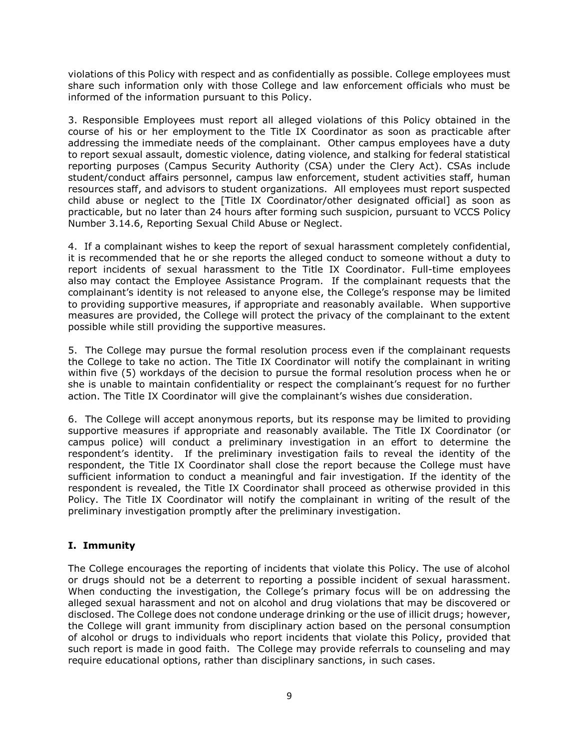violations of this Policy with respect and as confidentially as possible. College employees must share such information only with those College and law enforcement officials who must be informed of the information pursuant to this Policy.

3. Responsible Employees must report all alleged violations of this Policy obtained in the course of his or her employment to the Title IX Coordinator as soon as practicable after addressing the immediate needs of the complainant. Other campus employees have a duty to report sexual assault, domestic violence, dating violence, and stalking for federal statistical reporting purposes (Campus Security Authority (CSA) under the Clery Act). CSAs include student/conduct affairs personnel, campus law enforcement, student activities staff, human resources staff, and advisors to student organizations. All employees must report suspected child abuse or neglect to the [Title IX Coordinator/other designated official] as soon as practicable, but no later than 24 hours after forming such suspicion, pursuant to VCCS Policy Number 3.14.6, Reporting Sexual Child Abuse or Neglect.

4. If a complainant wishes to keep the report of sexual harassment completely confidential, it is recommended that he or she reports the alleged conduct to someone without a duty to report incidents of sexual harassment to the Title IX Coordinator. Full-time employees also may contact the Employee Assistance Program. If the complainant requests that the complainant's identity is not released to anyone else, the College's response may be limited to providing supportive measures, if appropriate and reasonably available. When supportive measures are provided, the College will protect the privacy of the complainant to the extent possible while still providing the supportive measures.

5. The College may pursue the formal resolution process even if the complainant requests the College to take no action. The Title IX Coordinator will notify the complainant in writing within five (5) workdays of the decision to pursue the formal resolution process when he or she is unable to maintain confidentiality or respect the complainant's request for no further action. The Title IX Coordinator will give the complainant's wishes due consideration.

6. The College will accept anonymous reports, but its response may be limited to providing supportive measures if appropriate and reasonably available. The Title IX Coordinator (or campus police) will conduct a preliminary investigation in an effort to determine the respondent's identity. If the preliminary investigation fails to reveal the identity of the respondent, the Title IX Coordinator shall close the report because the College must have sufficient information to conduct a meaningful and fair investigation. If the identity of the respondent is revealed, the Title IX Coordinator shall proceed as otherwise provided in this Policy. The Title IX Coordinator will notify the complainant in writing of the result of the preliminary investigation promptly after the preliminary investigation.

## I. Immunity

The College encourages the reporting of incidents that violate this Policy. The use of alcohol or drugs should not be a deterrent to reporting a possible incident of sexual harassment. When conducting the investigation, the College's primary focus will be on addressing the alleged sexual harassment and not on alcohol and drug violations that may be discovered or disclosed. The College does not condone underage drinking or the use of illicit drugs; however, the College will grant immunity from disciplinary action based on the personal consumption of alcohol or drugs to individuals who report incidents that violate this Policy, provided that such report is made in good faith. The College may provide referrals to counseling and may require educational options, rather than disciplinary sanctions, in such cases.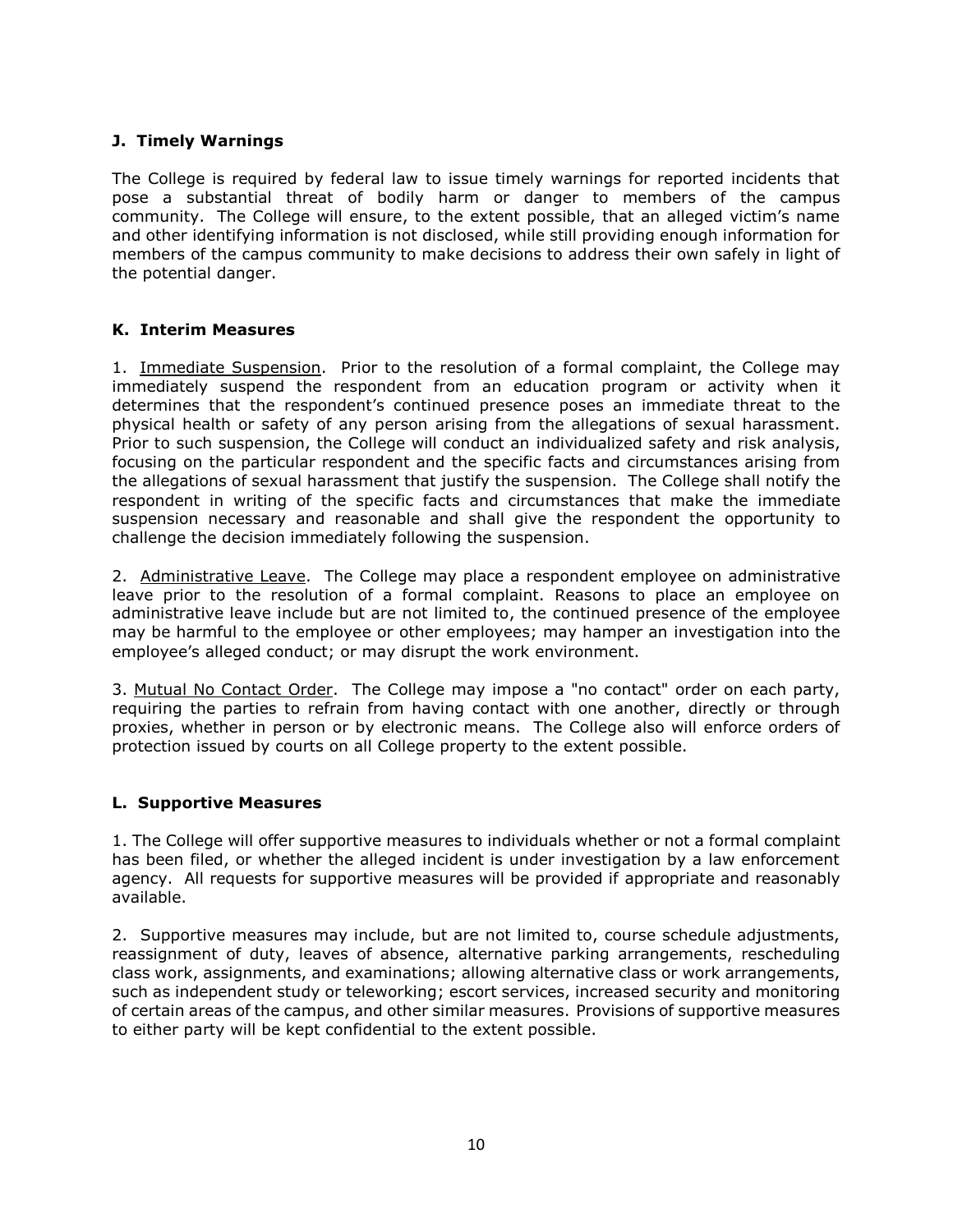### J. Timely Warnings

The College is required by federal law to issue timely warnings for reported incidents that pose a substantial threat of bodily harm or danger to members of the campus community. The College will ensure, to the extent possible, that an alleged victim's name and other identifying information is not disclosed, while still providing enough information for members of the campus community to make decisions to address their own safely in light of the potential danger.

### K. Interim Measures

1. Immediate Suspension. Prior to the resolution of a formal complaint, the College may immediately suspend the respondent from an education program or activity when it determines that the respondent's continued presence poses an immediate threat to the physical health or safety of any person arising from the allegations of sexual harassment. Prior to such suspension, the College will conduct an individualized safety and risk analysis, focusing on the particular respondent and the specific facts and circumstances arising from the allegations of sexual harassment that justify the suspension. The College shall notify the respondent in writing of the specific facts and circumstances that make the immediate suspension necessary and reasonable and shall give the respondent the opportunity to challenge the decision immediately following the suspension.

2. Administrative Leave. The College may place a respondent employee on administrative leave prior to the resolution of a formal complaint. Reasons to place an employee on administrative leave include but are not limited to, the continued presence of the employee may be harmful to the employee or other employees; may hamper an investigation into the employee's alleged conduct; or may disrupt the work environment.

3. Mutual No Contact Order. The College may impose a "no contact" order on each party, requiring the parties to refrain from having contact with one another, directly or through proxies, whether in person or by electronic means. The College also will enforce orders of protection issued by courts on all College property to the extent possible.

### L. Supportive Measures

1. The College will offer supportive measures to individuals whether or not a formal complaint has been filed, or whether the alleged incident is under investigation by a law enforcement agency. All requests for supportive measures will be provided if appropriate and reasonably available.

2. Supportive measures may include, but are not limited to, course schedule adjustments, reassignment of duty, leaves of absence, alternative parking arrangements, rescheduling class work, assignments, and examinations; allowing alternative class or work arrangements, such as independent study or teleworking; escort services, increased security and monitoring of certain areas of the campus, and other similar measures. Provisions of supportive measures to either party will be kept confidential to the extent possible.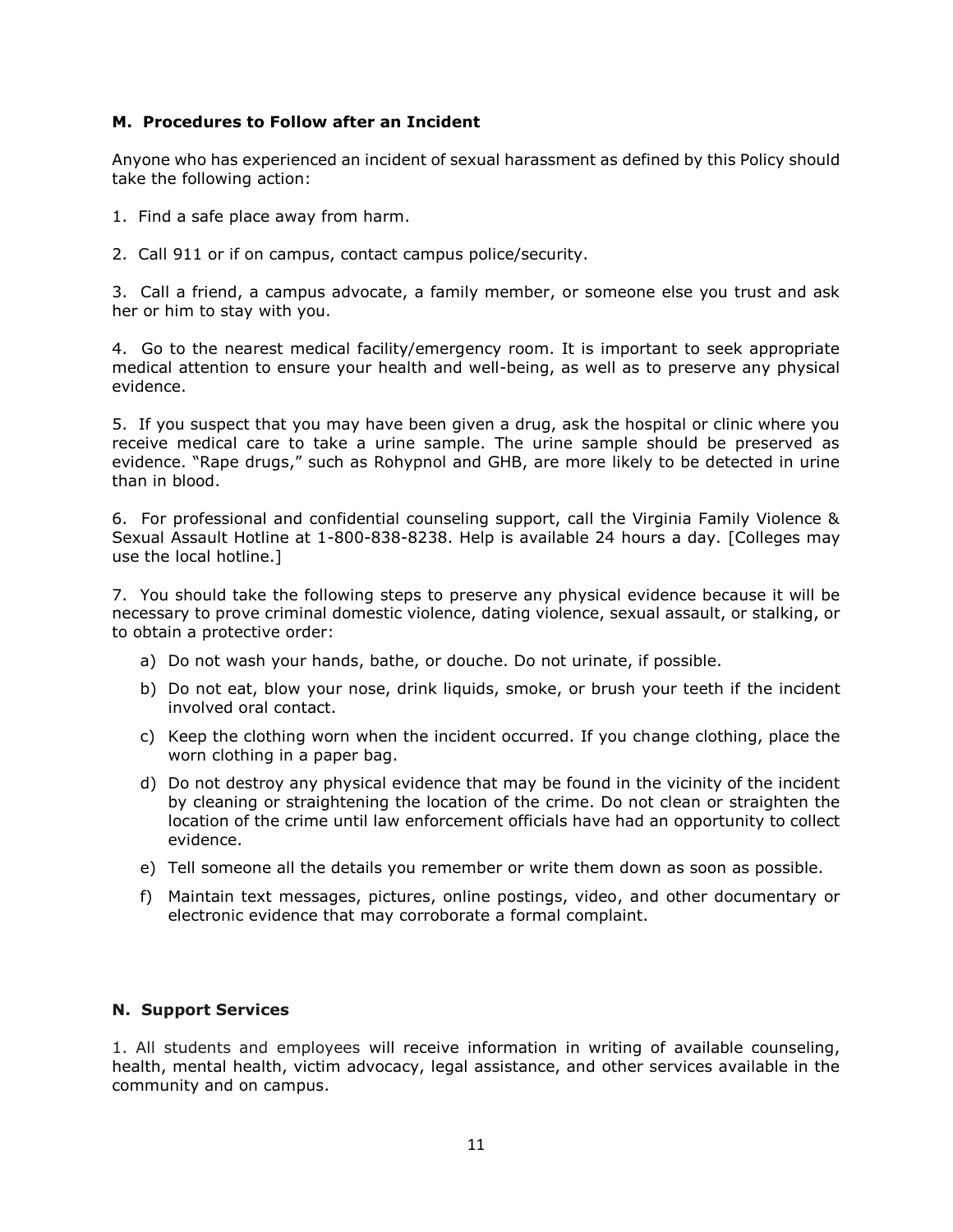### M. Procedures to Follow after an Incident

Anyone who has experienced an incident of sexual harassment as defined by this Policy should take the following action:

1. Find a safe place away from harm.

2. Call 911 or if on campus, contact campus police/security.

3. Call a friend, a campus advocate, a family member, or someone else you trust and ask her or him to stay with you.

4. Go to the nearest medical facility/emergency room. It is important to seek appropriate medical attention to ensure your health and well-being, as well as to preserve any physical evidence.

5. If you suspect that you may have been given a drug, ask the hospital or clinic where you receive medical care to take a urine sample. The urine sample should be preserved as evidence. "Rape drugs," such as Rohypnol and GHB, are more likely to be detected in urine than in blood.

6. For professional and confidential counseling support, call the Virginia Family Violence & Sexual Assault Hotline at 1-800-838-8238. Help is available 24 hours a day. [Colleges may use the local hotline.]

7. You should take the following steps to preserve any physical evidence because it will be necessary to prove criminal domestic violence, dating violence, sexual assault, or stalking, or to obtain a protective order:

   a) Do not wash your hands, bathe, or douche. Do not urinate, if possible.

   b) Do not eat, blow your nose, drink liquids, smoke, or brush your teeth if the incident involved oral contact.

   c) Keep the clothing worn when the incident occurred. If you change clothing, place the worn clothing in a paper bag.

   d) Do not destroy any physical evidence that may be found in the vicinity of the incident by cleaning or straightening the location of the crime. Do not clean or straighten the location of the crime until law enforcement officials have had an opportunity to collect evidence.

   e) Tell someone all the details you remember or write them down as soon as possible.

   f) Maintain text messages, pictures, online postings, video, and other documentary or electronic evidence that may corroborate a formal complaint.

### N. Support Services

1. All students and employees will receive information in writing of available counseling, health, mental health, victim advocacy, legal assistance, and other services available in the community and on campus.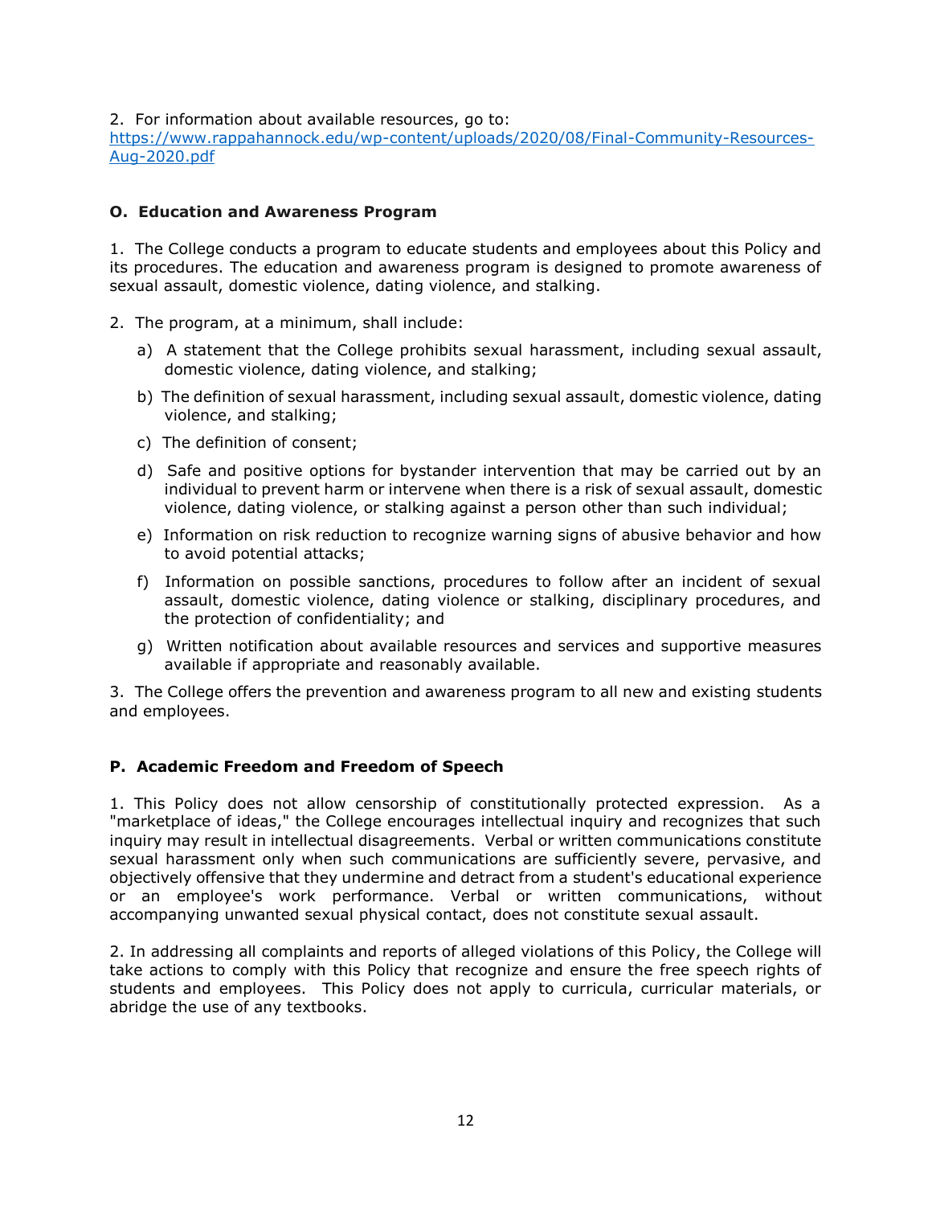2. For information about available resources, go to: [https://www.rappahannock.edu/wp-content/uploads/2020/08/Final-Community-Resources-Aug-2020.pdf](https://www.rappahannock.edu/wp-content/uploads/2020/08/Final-Community-Resources-Aug-2020.pdf)

### O. Education and Awareness Program

1. The College conducts a program to educate students and employees about this Policy and its procedures. The education and awareness program is designed to promote awareness of sexual assault, domestic violence, dating violence, and stalking.

2. The program, at a minimum, shall include:

   a) A statement that the College prohibits sexual harassment, including sexual assault, domestic violence, dating violence, and stalking;

   b) The definition of sexual harassment, including sexual assault, domestic violence, dating violence, and stalking;

   c) The definition of consent;

   d) Safe and positive options for bystander intervention that may be carried out by an individual to prevent harm or intervene when there is a risk of sexual assault, domestic violence, dating violence, or stalking against a person other than such individual;

   e) Information on risk reduction to recognize warning signs of abusive behavior and how to avoid potential attacks;

   f) Information on possible sanctions, procedures to follow after an incident of sexual assault, domestic violence, dating violence or stalking, disciplinary procedures, and the protection of confidentiality; and

   g) Written notification about available resources and services and supportive measures available if appropriate and reasonably available.

3. The College offers the prevention and awareness program to all new and existing students and employees.

### P. Academic Freedom and Freedom of Speech

1. This Policy does not allow censorship of constitutionally protected expression. As a "marketplace of ideas," the College encourages intellectual inquiry and recognizes that such inquiry may result in intellectual disagreements. Verbal or written communications constitute sexual harassment only when such communications are sufficiently severe, pervasive, and objectively offensive that they undermine and detract from a student's educational experience or an employee's work performance. Verbal or written communications, without accompanying unwanted sexual physical contact, does not constitute sexual assault.

2. In addressing all complaints and reports of alleged violations of this Policy, the College will take actions to comply with this Policy that recognize and ensure the free speech rights of students and employees. This Policy does not apply to curricula, curricular materials, or abridge the use of any textbooks.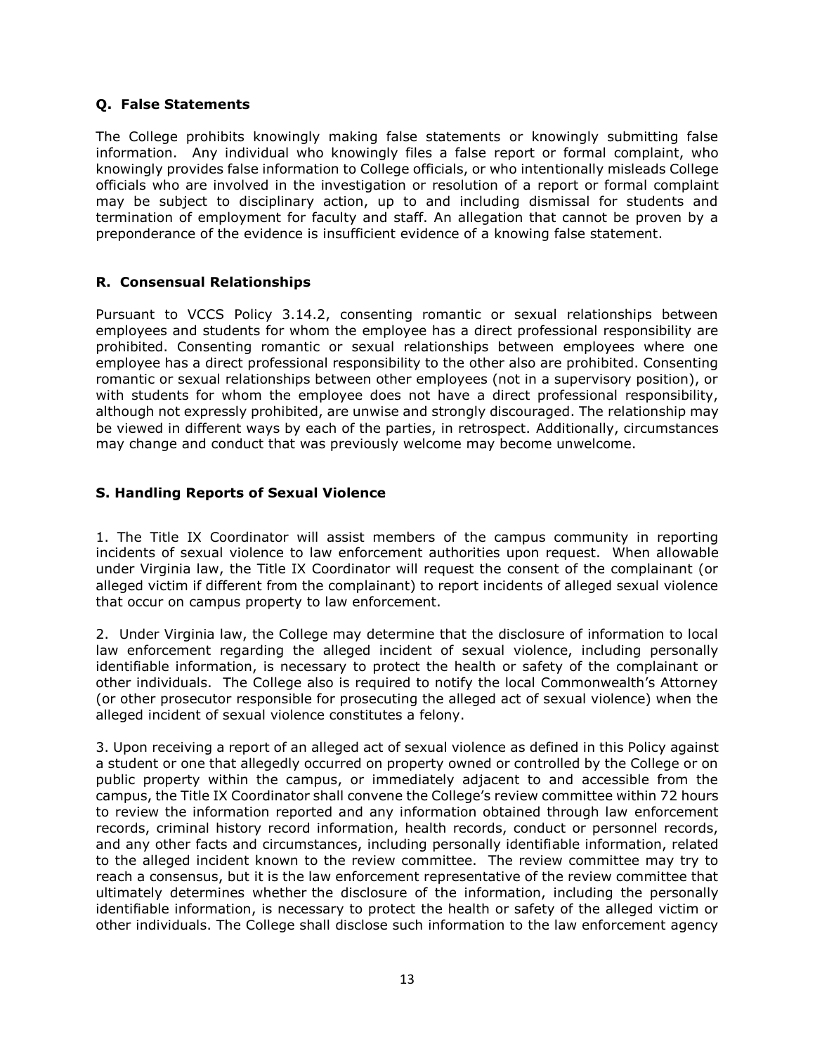### Q. False Statements

The College prohibits knowingly making false statements or knowingly submitting false information. Any individual who knowingly files a false report or formal complaint, who knowingly provides false information to College officials, or who intentionally misleads College officials who are involved in the investigation or resolution of a report or formal complaint may be subject to disciplinary action, up to and including dismissal for students and termination of employment for faculty and staff. An allegation that cannot be proven by a preponderance of the evidence is insufficient evidence of a knowing false statement.

### R. Consensual Relationships

Pursuant to VCCS Policy 3.14.2, consenting romantic or sexual relationships between employees and students for whom the employee has a direct professional responsibility are prohibited. Consenting romantic or sexual relationships between employees where one employee has a direct professional responsibility to the other also are prohibited. Consenting romantic or sexual relationships between other employees (not in a supervisory position), or with students for whom the employee does not have a direct professional responsibility, although not expressly prohibited, are unwise and strongly discouraged. The relationship may be viewed in different ways by each of the parties, in retrospect. Additionally, circumstances may change and conduct that was previously welcome may become unwelcome.

### S. Handling Reports of Sexual Violence

1. The Title IX Coordinator will assist members of the campus community in reporting incidents of sexual violence to law enforcement authorities upon request. When allowable under Virginia law, the Title IX Coordinator will request the consent of the complainant (or alleged victim if different from the complainant) to report incidents of alleged sexual violence that occur on campus property to law enforcement.

2. Under Virginia law, the College may determine that the disclosure of information to local law enforcement regarding the alleged incident of sexual violence, including personally identifiable information, is necessary to protect the health or safety of the complainant or other individuals. The College also is required to notify the local Commonwealth's Attorney (or other prosecutor responsible for prosecuting the alleged act of sexual violence) when the alleged incident of sexual violence constitutes a felony.

3. Upon receiving a report of an alleged act of sexual violence as defined in this Policy against a student or one that allegedly occurred on property owned or controlled by the College or on public property within the campus, or immediately adjacent to and accessible from the campus, the Title IX Coordinator shall convene the College's review committee within 72 hours to review the information reported and any information obtained through law enforcement records, criminal history record information, health records, conduct or personnel records, and any other facts and circumstances, including personally identifiable information, related to the alleged incident known to the review committee. The review committee may try to reach a consensus, but it is the law enforcement representative of the review committee that ultimately determines whether the disclosure of the information, including the personally identifiable information, is necessary to protect the health or safety of the alleged victim or other individuals. The College shall disclose such information to the law enforcement agency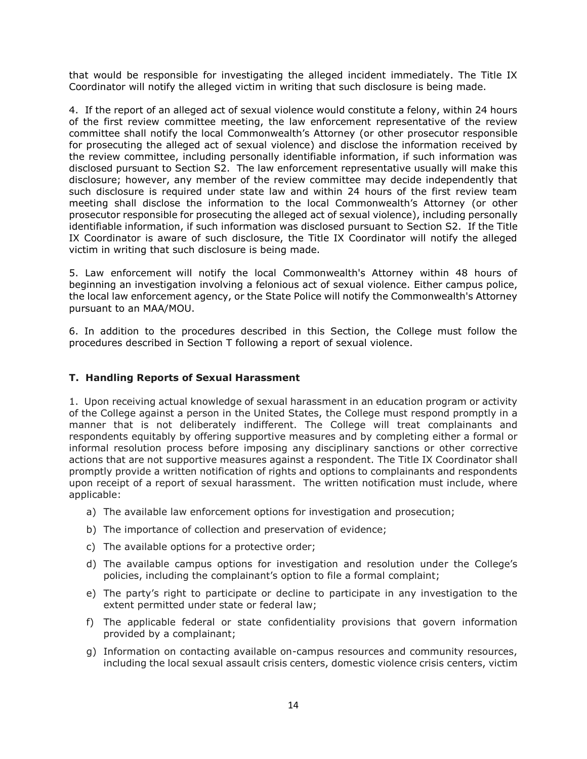that would be responsible for investigating the alleged incident immediately. The Title IX Coordinator will notify the alleged victim in writing that such disclosure is being made.

4. If the report of an alleged act of sexual violence would constitute a felony, within 24 hours of the first review committee meeting, the law enforcement representative of the review committee shall notify the local Commonwealth's Attorney (or other prosecutor responsible for prosecuting the alleged act of sexual violence) and disclose the information received by the review committee, including personally identifiable information, if such information was disclosed pursuant to Section S2. The law enforcement representative usually will make this disclosure; however, any member of the review committee may decide independently that such disclosure is required under state law and within 24 hours of the first review team meeting shall disclose the information to the local Commonwealth's Attorney (or other prosecutor responsible for prosecuting the alleged act of sexual violence), including personally identifiable information, if such information was disclosed pursuant to Section S2. If the Title IX Coordinator is aware of such disclosure, the Title IX Coordinator will notify the alleged victim in writing that such disclosure is being made.

5. Law enforcement will notify the local Commonwealth's Attorney within 48 hours of beginning an investigation involving a felonious act of sexual violence. Either campus police, the local law enforcement agency, or the State Police will notify the Commonwealth's Attorney pursuant to an MAA/MOU.

6. In addition to the procedures described in this Section, the College must follow the procedures described in Section T following a report of sexual violence.

### T. Handling Reports of Sexual Harassment

1. Upon receiving actual knowledge of sexual harassment in an education program or activity of the College against a person in the United States, the College must respond promptly in a manner that is not deliberately indifferent. The College will treat complainants and respondents equitably by offering supportive measures and by completing either a formal or informal resolution process before imposing any disciplinary sanctions or other corrective actions that are not supportive measures against a respondent. The Title IX Coordinator shall promptly provide a written notification of rights and options to complainants and respondents upon receipt of a report of sexual harassment. The written notification must include, where applicable:

a) The available law enforcement options for investigation and prosecution;

b) The importance of collection and preservation of evidence;

c) The available options for a protective order;

d) The available campus options for investigation and resolution under the College's policies, including the complainant's option to file a formal complaint;

e) The party's right to participate or decline to participate in any investigation to the extent permitted under state or federal law;

f) The applicable federal or state confidentiality provisions that govern information provided by a complainant;

g) Information on contacting available on-campus resources and community resources, including the local sexual assault crisis centers, domestic violence crisis centers, victim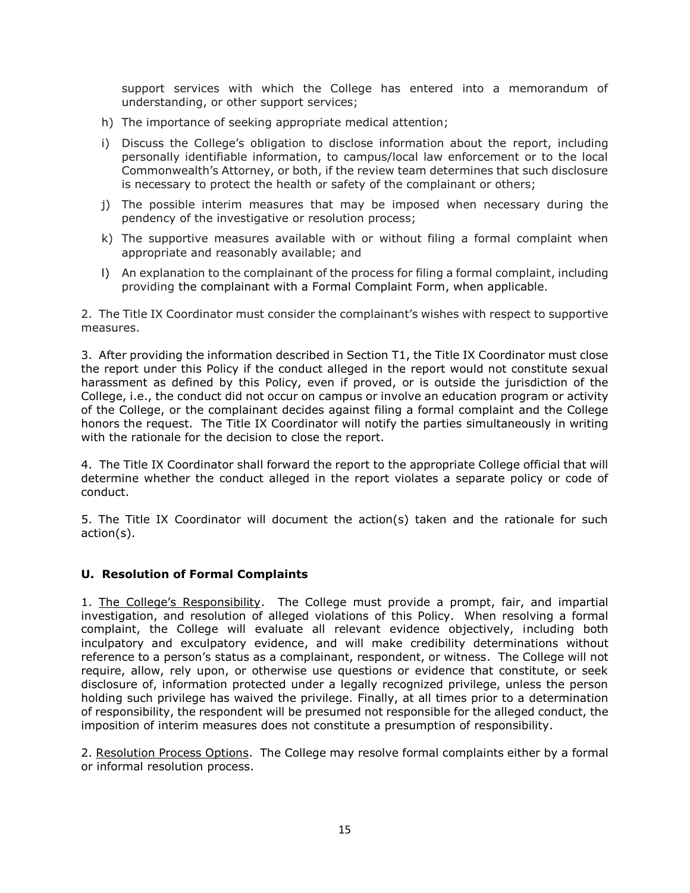support services with which the College has entered into a memorandum of understanding, or other support services;

h) The importance of seeking appropriate medical attention;

i) Discuss the College's obligation to disclose information about the report, including personally identifiable information, to campus/local law enforcement or to the local Commonwealth's Attorney, or both, if the review team determines that such disclosure is necessary to protect the health or safety of the complainant or others;

j) The possible interim measures that may be imposed when necessary during the pendency of the investigative or resolution process;

k) The supportive measures available with or without filing a formal complaint when appropriate and reasonably available; and

l) An explanation to the complainant of the process for filing a formal complaint, including providing the complainant with a Formal Complaint Form, when applicable.

2. The Title IX Coordinator must consider the complainant's wishes with respect to supportive measures.

3. After providing the information described in Section T1, the Title IX Coordinator must close the report under this Policy if the conduct alleged in the report would not constitute sexual harassment as defined by this Policy, even if proved, or is outside the jurisdiction of the College, i.e., the conduct did not occur on campus or involve an education program or activity of the College, or the complainant decides against filing a formal complaint and the College honors the request. The Title IX Coordinator will notify the parties simultaneously in writing with the rationale for the decision to close the report.

4. The Title IX Coordinator shall forward the report to the appropriate College official that will determine whether the conduct alleged in the report violates a separate policy or code of conduct.

5. The Title IX Coordinator will document the action(s) taken and the rationale for such action(s).

### U. Resolution of Formal Complaints

1. <u>The College's Responsibility</u>. The College must provide a prompt, fair, and impartial investigation, and resolution of alleged violations of this Policy. When resolving a formal complaint, the College will evaluate all relevant evidence objectively, including both inculpatory and exculpatory evidence, and will make credibility determinations without reference to a person's status as a complainant, respondent, or witness. The College will not require, allow, rely upon, or otherwise use questions or evidence that constitute, or seek disclosure of, information protected under a legally recognized privilege, unless the person holding such privilege has waived the privilege. Finally, at all times prior to a determination of responsibility, the respondent will be presumed not responsible for the alleged conduct, the imposition of interim measures does not constitute a presumption of responsibility.

2. <u>Resolution Process Options</u>. The College may resolve formal complaints either by a formal or informal resolution process.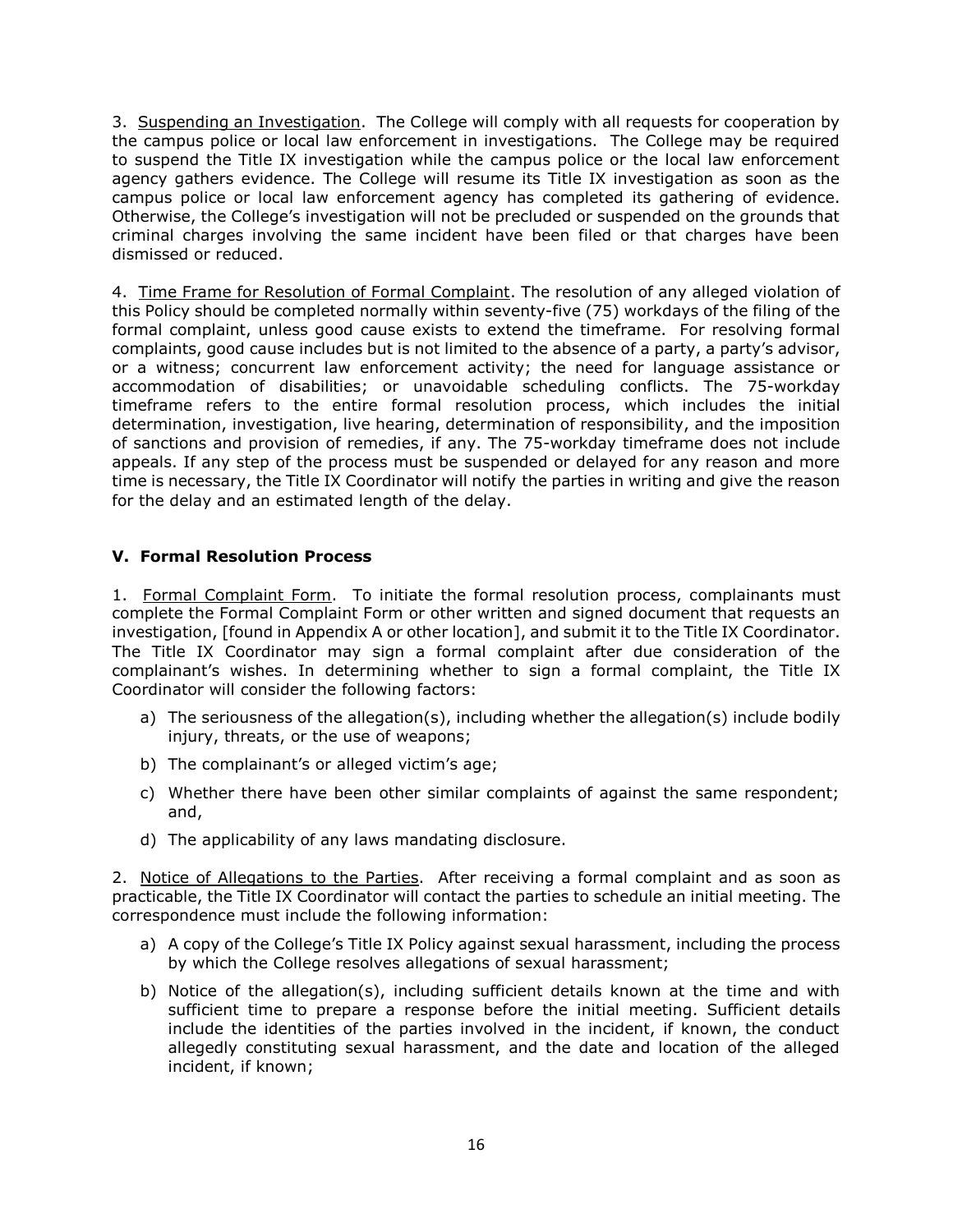3. Suspending an Investigation. The College will comply with all requests for cooperation by the campus police or local law enforcement in investigations. The College may be required to suspend the Title IX investigation while the campus police or the local law enforcement agency gathers evidence. The College will resume its Title IX investigation as soon as the campus police or local law enforcement agency has completed its gathering of evidence. Otherwise, the College's investigation will not be precluded or suspended on the grounds that criminal charges involving the same incident have been filed or that charges have been dismissed or reduced.

4. Time Frame for Resolution of Formal Complaint. The resolution of any alleged violation of this Policy should be completed normally within seventy-five (75) workdays of the filing of the formal complaint, unless good cause exists to extend the timeframe. For resolving formal complaints, good cause includes but is not limited to the absence of a party, a party's advisor, or a witness; concurrent law enforcement activity; the need for language assistance or accommodation of disabilities; or unavoidable scheduling conflicts. The 75-workday timeframe refers to the entire formal resolution process, which includes the initial determination, investigation, live hearing, determination of responsibility, and the imposition of sanctions and provision of remedies, if any. The 75-workday timeframe does not include appeals. If any step of the process must be suspended or delayed for any reason and more time is necessary, the Title IX Coordinator will notify the parties in writing and give the reason for the delay and an estimated length of the delay.

## V. Formal Resolution Process

1. Formal Complaint Form. To initiate the formal resolution process, complainants must complete the Formal Complaint Form or other written and signed document that requests an investigation, [found in Appendix A or other location], and submit it to the Title IX Coordinator. The Title IX Coordinator may sign a formal complaint after due consideration of the complainant's wishes. In determining whether to sign a formal complaint, the Title IX Coordinator will consider the following factors:

a) The seriousness of the allegation(s), including whether the allegation(s) include bodily injury, threats, or the use of weapons;

b) The complainant's or alleged victim's age;

c) Whether there have been other similar complaints of against the same respondent; and,

d) The applicability of any laws mandating disclosure.

2. Notice of Allegations to the Parties. After receiving a formal complaint and as soon as practicable, the Title IX Coordinator will contact the parties to schedule an initial meeting. The correspondence must include the following information:

a) A copy of the College's Title IX Policy against sexual harassment, including the process by which the College resolves allegations of sexual harassment;

b) Notice of the allegation(s), including sufficient details known at the time and with sufficient time to prepare a response before the initial meeting. Sufficient details include the identities of the parties involved in the incident, if known, the conduct allegedly constituting sexual harassment, and the date and location of the alleged incident, if known;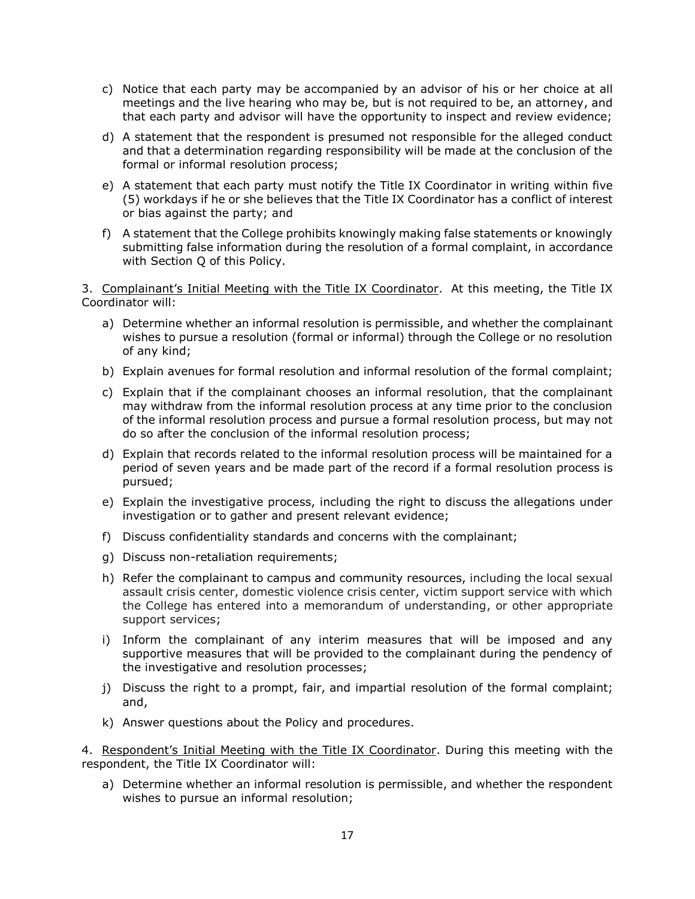c) Notice that each party may be accompanied by an advisor of his or her choice at all meetings and the live hearing who may be, but is not required to be, an attorney, and that each party and advisor will have the opportunity to inspect and review evidence;

d) A statement that the respondent is presumed not responsible for the alleged conduct and that a determination regarding responsibility will be made at the conclusion of the formal or informal resolution process;

e) A statement that each party must notify the Title IX Coordinator in writing within five (5) workdays if he or she believes that the Title IX Coordinator has a conflict of interest or bias against the party; and

f) A statement that the College prohibits knowingly making false statements or knowingly submitting false information during the resolution of a formal complaint, in accordance with Section Q of this Policy.

3. <u>Complainant's Initial Meeting with the Title IX Coordinator</u>. At this meeting, the Title IX Coordinator will:

a) Determine whether an informal resolution is permissible, and whether the complainant wishes to pursue a resolution (formal or informal) through the College or no resolution of any kind;

b) Explain avenues for formal resolution and informal resolution of the formal complaint;

c) Explain that if the complainant chooses an informal resolution, that the complainant may withdraw from the informal resolution process at any time prior to the conclusion of the informal resolution process and pursue a formal resolution process, but may not do so after the conclusion of the informal resolution process;

d) Explain that records related to the informal resolution process will be maintained for a period of seven years and be made part of the record if a formal resolution process is pursued;

e) Explain the investigative process, including the right to discuss the allegations under investigation or to gather and present relevant evidence;

f) Discuss confidentiality standards and concerns with the complainant;

g) Discuss non-retaliation requirements;

h) Refer the complainant to campus and community resources, including the local sexual assault crisis center, domestic violence crisis center, victim support service with which the College has entered into a memorandum of understanding, or other appropriate support services;

i) Inform the complainant of any interim measures that will be imposed and any supportive measures that will be provided to the complainant during the pendency of the investigative and resolution processes;

j) Discuss the right to a prompt, fair, and impartial resolution of the formal complaint; and,

k) Answer questions about the Policy and procedures.

4. <u>Respondent's Initial Meeting with the Title IX Coordinator</u>. During this meeting with the respondent, the Title IX Coordinator will:

a) Determine whether an informal resolution is permissible, and whether the respondent wishes to pursue an informal resolution;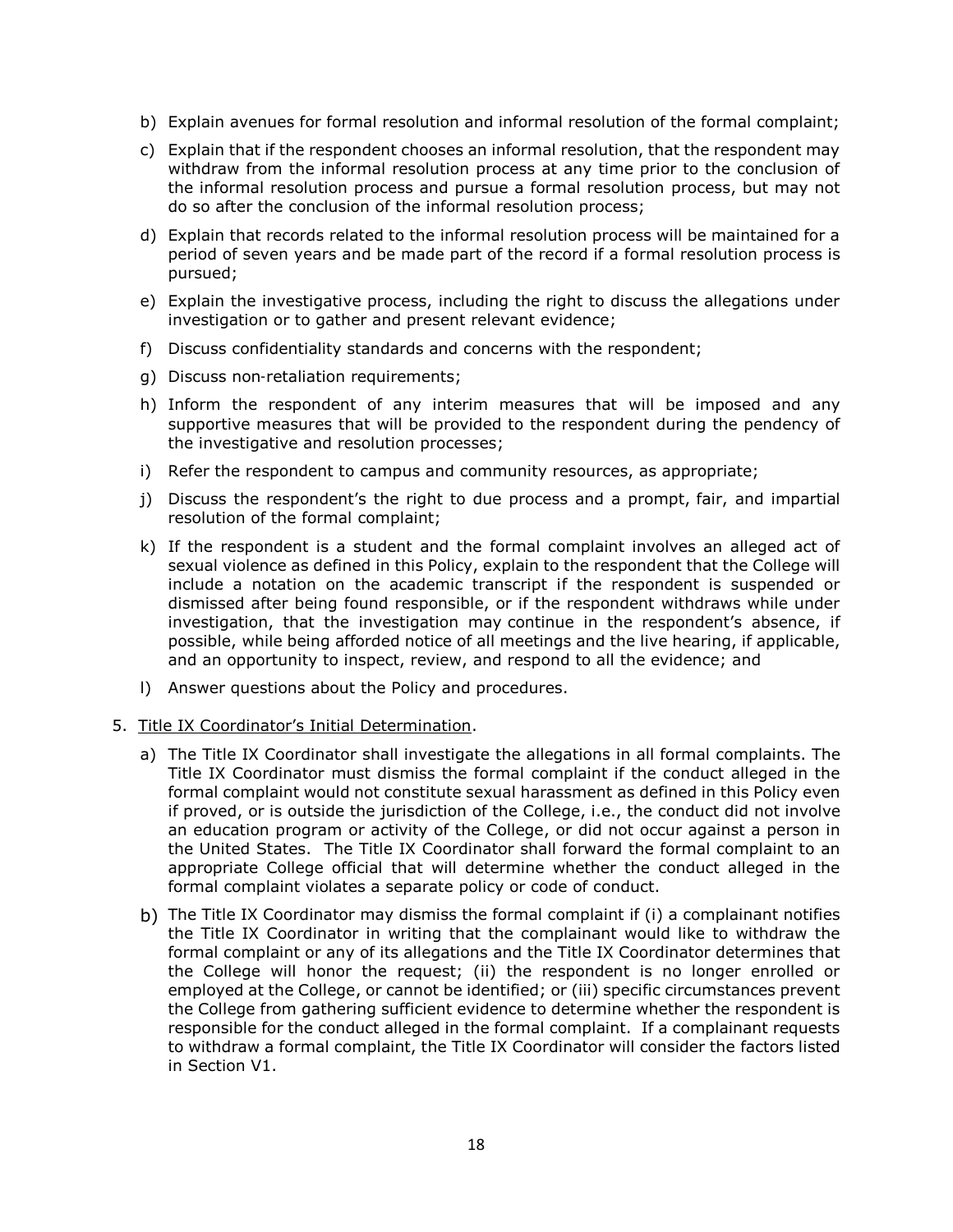b) Explain avenues for formal resolution and informal resolution of the formal complaint;

c) Explain that if the respondent chooses an informal resolution, that the respondent may withdraw from the informal resolution process at any time prior to the conclusion of the informal resolution process and pursue a formal resolution process, but may not do so after the conclusion of the informal resolution process;

d) Explain that records related to the informal resolution process will be maintained for a period of seven years and be made part of the record if a formal resolution process is pursued;

e) Explain the investigative process, including the right to discuss the allegations under investigation or to gather and present relevant evidence;

f) Discuss confidentiality standards and concerns with the respondent;

g) Discuss non-retaliation requirements;

h) Inform the respondent of any interim measures that will be imposed and any supportive measures that will be provided to the respondent during the pendency of the investigative and resolution processes;

i) Refer the respondent to campus and community resources, as appropriate;

j) Discuss the respondent's the right to due process and a prompt, fair, and impartial resolution of the formal complaint;

k) If the respondent is a student and the formal complaint involves an alleged act of sexual violence as defined in this Policy, explain to the respondent that the College will include a notation on the academic transcript if the respondent is suspended or dismissed after being found responsible, or if the respondent withdraws while under investigation, that the investigation may continue in the respondent's absence, if possible, while being afforded notice of all meetings and the live hearing, if applicable, and an opportunity to inspect, review, and respond to all the evidence; and

l) Answer questions about the Policy and procedures.

5. Title IX Coordinator's Initial Determination.

   a) The Title IX Coordinator shall investigate the allegations in all formal complaints. The Title IX Coordinator must dismiss the formal complaint if the conduct alleged in the formal complaint would not constitute sexual harassment as defined in this Policy even if proved, or is outside the jurisdiction of the College, i.e., the conduct did not involve an education program or activity of the College, or did not occur against a person in the United States. The Title IX Coordinator shall forward the formal complaint to an appropriate College official that will determine whether the conduct alleged in the formal complaint violates a separate policy or code of conduct.

   b) The Title IX Coordinator may dismiss the formal complaint if (i) a complainant notifies the Title IX Coordinator in writing that the complainant would like to withdraw the formal complaint or any of its allegations and the Title IX Coordinator determines that the College will honor the request; (ii) the respondent is no longer enrolled or employed at the College, or cannot be identified; or (iii) specific circumstances prevent the College from gathering sufficient evidence to determine whether the respondent is responsible for the conduct alleged in the formal complaint. If a complainant requests to withdraw a formal complaint, the Title IX Coordinator will consider the factors listed in Section V1.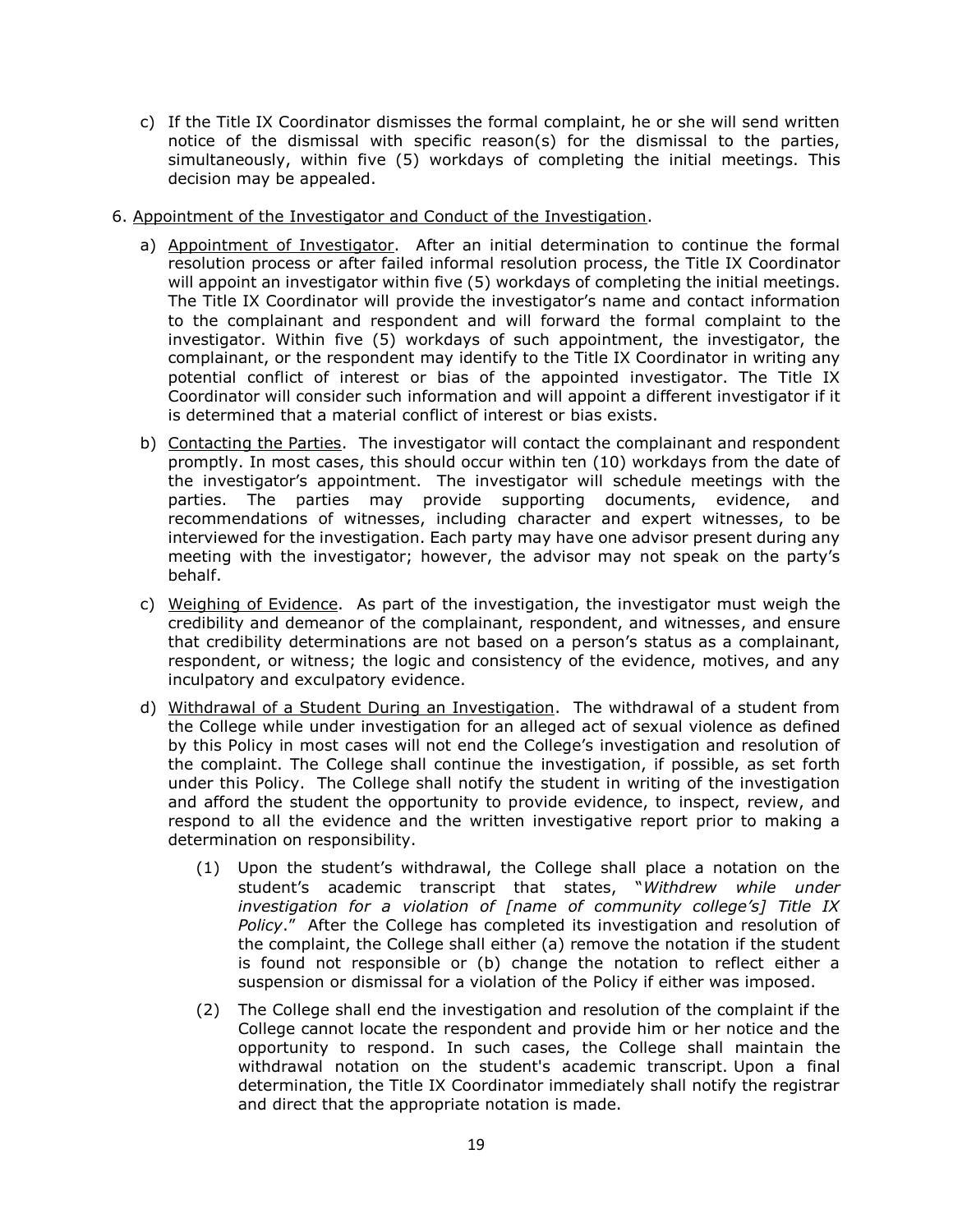c) If the Title IX Coordinator dismisses the formal complaint, he or she will send written notice of the dismissal with specific reason(s) for the dismissal to the parties, simultaneously, within five (5) workdays of completing the initial meetings. This decision may be appealed.

6. <u>Appointment of the Investigator and Conduct of the Investigation</u>.

   a) <u>Appointment of Investigator</u>. After an initial determination to continue the formal resolution process or after failed informal resolution process, the Title IX Coordinator will appoint an investigator within five (5) workdays of completing the initial meetings. The Title IX Coordinator will provide the investigator's name and contact information to the complainant and respondent and will forward the formal complaint to the investigator. Within five (5) workdays of such appointment, the investigator, the complainant, or the respondent may identify to the Title IX Coordinator in writing any potential conflict of interest or bias of the appointed investigator. The Title IX Coordinator will consider such information and will appoint a different investigator if it is determined that a material conflict of interest or bias exists.

   b) <u>Contacting the Parties</u>. The investigator will contact the complainant and respondent promptly. In most cases, this should occur within ten (10) workdays from the date of the investigator's appointment. The investigator will schedule meetings with the parties. The parties may provide supporting documents, evidence, and recommendations of witnesses, including character and expert witnesses, to be interviewed for the investigation. Each party may have one advisor present during any meeting with the investigator; however, the advisor may not speak on the party's behalf.

   c) <u>Weighing of Evidence</u>. As part of the investigation, the investigator must weigh the credibility and demeanor of the complainant, respondent, and witnesses, and ensure that credibility determinations are not based on a person's status as a complainant, respondent, or witness; the logic and consistency of the evidence, motives, and any inculpatory and exculpatory evidence.

   d) <u>Withdrawal of a Student During an Investigation</u>. The withdrawal of a student from the College while under investigation for an alleged act of sexual violence as defined by this Policy in most cases will not end the College's investigation and resolution of the complaint. The College shall continue the investigation, if possible, as set forth under this Policy. The College shall notify the student in writing of the investigation and afford the student the opportunity to provide evidence, to inspect, review, and respond to all the evidence and the written investigative report prior to making a determination on responsibility.

      (1) Upon the student's withdrawal, the College shall place a notation on the student's academic transcript that states, "*Withdrew while under investigation for a violation of [name of community college's] Title IX Policy*." After the College has completed its investigation and resolution of the complaint, the College shall either (a) remove the notation if the student is found not responsible or (b) change the notation to reflect either a suspension or dismissal for a violation of the Policy if either was imposed.

      (2) The College shall end the investigation and resolution of the complaint if the College cannot locate the respondent and provide him or her notice and the opportunity to respond. In such cases, the College shall maintain the withdrawal notation on the student's academic transcript. Upon a final determination, the Title IX Coordinator immediately shall notify the registrar and direct that the appropriate notation is made.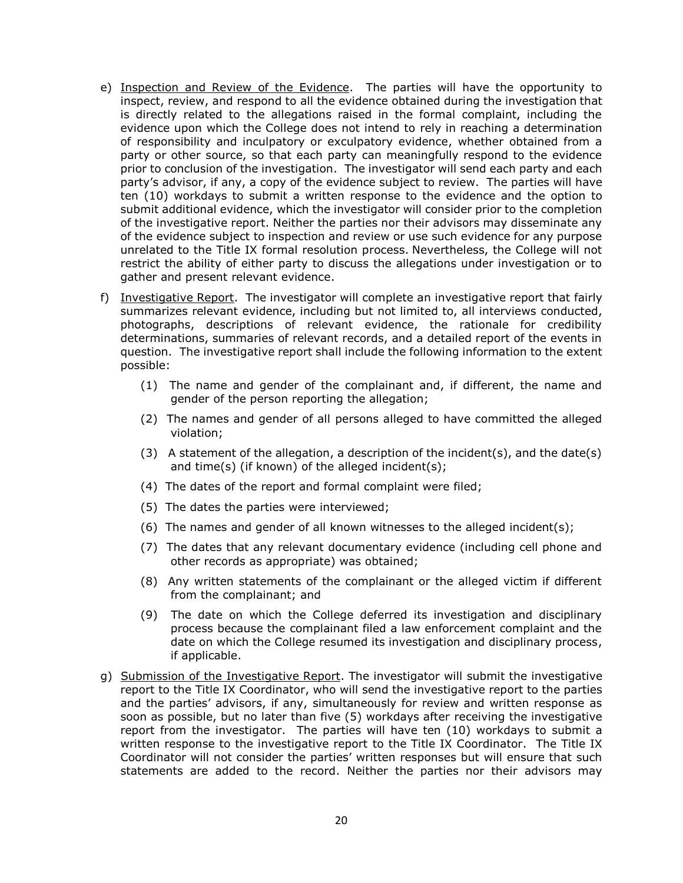e) Inspection and Review of the Evidence. The parties will have the opportunity to inspect, review, and respond to all the evidence obtained during the investigation that is directly related to the allegations raised in the formal complaint, including the evidence upon which the College does not intend to rely in reaching a determination of responsibility and inculpatory or exculpatory evidence, whether obtained from a party or other source, so that each party can meaningfully respond to the evidence prior to conclusion of the investigation. The investigator will send each party and each party's advisor, if any, a copy of the evidence subject to review. The parties will have ten (10) workdays to submit a written response to the evidence and the option to submit additional evidence, which the investigator will consider prior to the completion of the investigative report. Neither the parties nor their advisors may disseminate any of the evidence subject to inspection and review or use such evidence for any purpose unrelated to the Title IX formal resolution process. Nevertheless, the College will not restrict the ability of either party to discuss the allegations under investigation or to gather and present relevant evidence.

f) Investigative Report. The investigator will complete an investigative report that fairly summarizes relevant evidence, including but not limited to, all interviews conducted, photographs, descriptions of relevant evidence, the rationale for credibility determinations, summaries of relevant records, and a detailed report of the events in question. The investigative report shall include the following information to the extent possible:

   (1) The name and gender of the complainant and, if different, the name and gender of the person reporting the allegation;

   (2) The names and gender of all persons alleged to have committed the alleged violation;

   (3) A statement of the allegation, a description of the incident(s), and the date(s) and time(s) (if known) of the alleged incident(s);

   (4) The dates of the report and formal complaint were filed;

   (5) The dates the parties were interviewed;

   (6) The names and gender of all known witnesses to the alleged incident(s);

   (7) The dates that any relevant documentary evidence (including cell phone and other records as appropriate) was obtained;

   (8) Any written statements of the complainant or the alleged victim if different from the complainant; and

   (9) The date on which the College deferred its investigation and disciplinary process because the complainant filed a law enforcement complaint and the date on which the College resumed its investigation and disciplinary process, if applicable.

g) Submission of the Investigative Report. The investigator will submit the investigative report to the Title IX Coordinator, who will send the investigative report to the parties and the parties' advisors, if any, simultaneously for review and written response as soon as possible, but no later than five (5) workdays after receiving the investigative report from the investigator. The parties will have ten (10) workdays to submit a written response to the investigative report to the Title IX Coordinator. The Title IX Coordinator will not consider the parties' written responses but will ensure that such statements are added to the record. Neither the parties nor their advisors may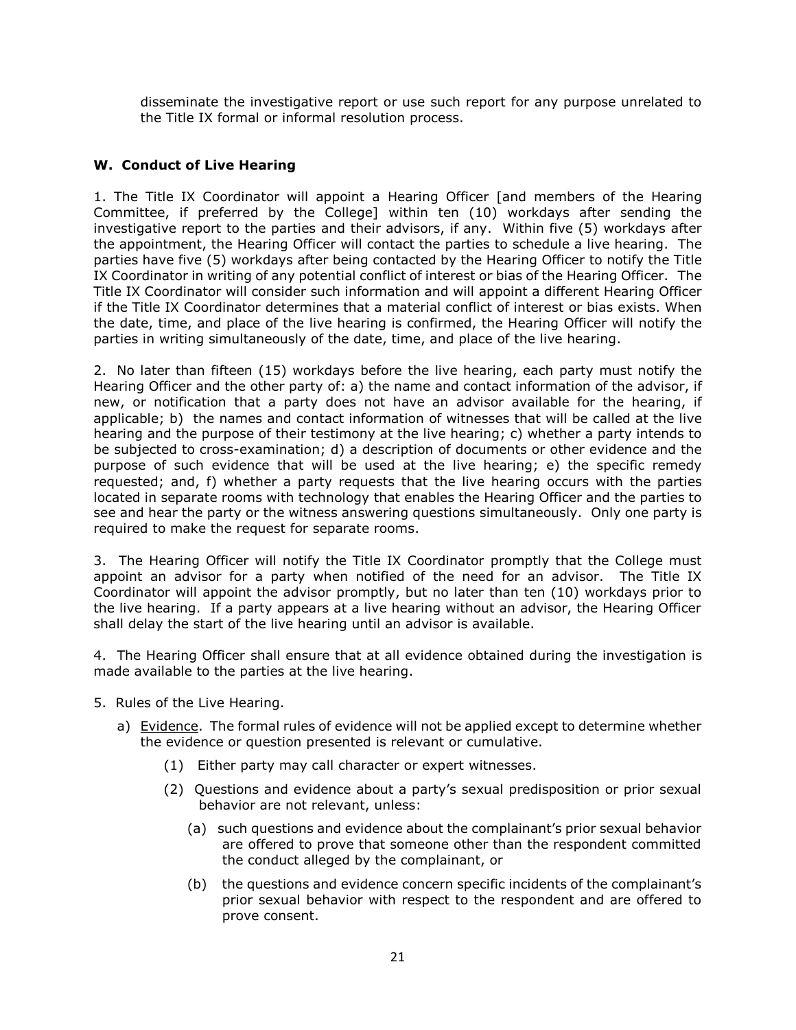disseminate the investigative report or use such report for any purpose unrelated to the Title IX formal or informal resolution process.

### W. Conduct of Live Hearing

1. The Title IX Coordinator will appoint a Hearing Officer [and members of the Hearing Committee, if preferred by the College] within ten (10) workdays after sending the investigative report to the parties and their advisors, if any. Within five (5) workdays after the appointment, the Hearing Officer will contact the parties to schedule a live hearing. The parties have five (5) workdays after being contacted by the Hearing Officer to notify the Title IX Coordinator in writing of any potential conflict of interest or bias of the Hearing Officer. The Title IX Coordinator will consider such information and will appoint a different Hearing Officer if the Title IX Coordinator determines that a material conflict of interest or bias exists. When the date, time, and place of the live hearing is confirmed, the Hearing Officer will notify the parties in writing simultaneously of the date, time, and place of the live hearing.

2. No later than fifteen (15) workdays before the live hearing, each party must notify the Hearing Officer and the other party of: a) the name and contact information of the advisor, if new, or notification that a party does not have an advisor available for the hearing, if applicable; b) the names and contact information of witnesses that will be called at the live hearing and the purpose of their testimony at the live hearing; c) whether a party intends to be subjected to cross-examination; d) a description of documents or other evidence and the purpose of such evidence that will be used at the live hearing; e) the specific remedy requested; and, f) whether a party requests that the live hearing occurs with the parties located in separate rooms with technology that enables the Hearing Officer and the parties to see and hear the party or the witness answering questions simultaneously. Only one party is required to make the request for separate rooms.

3. The Hearing Officer will notify the Title IX Coordinator promptly that the College must appoint an advisor for a party when notified of the need for an advisor. The Title IX Coordinator will appoint the advisor promptly, but no later than ten (10) workdays prior to the live hearing. If a party appears at a live hearing without an advisor, the Hearing Officer shall delay the start of the live hearing until an advisor is available.

4. The Hearing Officer shall ensure that at all evidence obtained during the investigation is made available to the parties at the live hearing.

5. Rules of the Live Hearing.

   a) Evidence. The formal rules of evidence will not be applied except to determine whether the evidence or question presented is relevant or cumulative.

      (1) Either party may call character or expert witnesses.

      (2) Questions and evidence about a party's sexual predisposition or prior sexual behavior are not relevant, unless:

         (a) such questions and evidence about the complainant's prior sexual behavior are offered to prove that someone other than the respondent committed the conduct alleged by the complainant, or

         (b) the questions and evidence concern specific incidents of the complainant's prior sexual behavior with respect to the respondent and are offered to prove consent.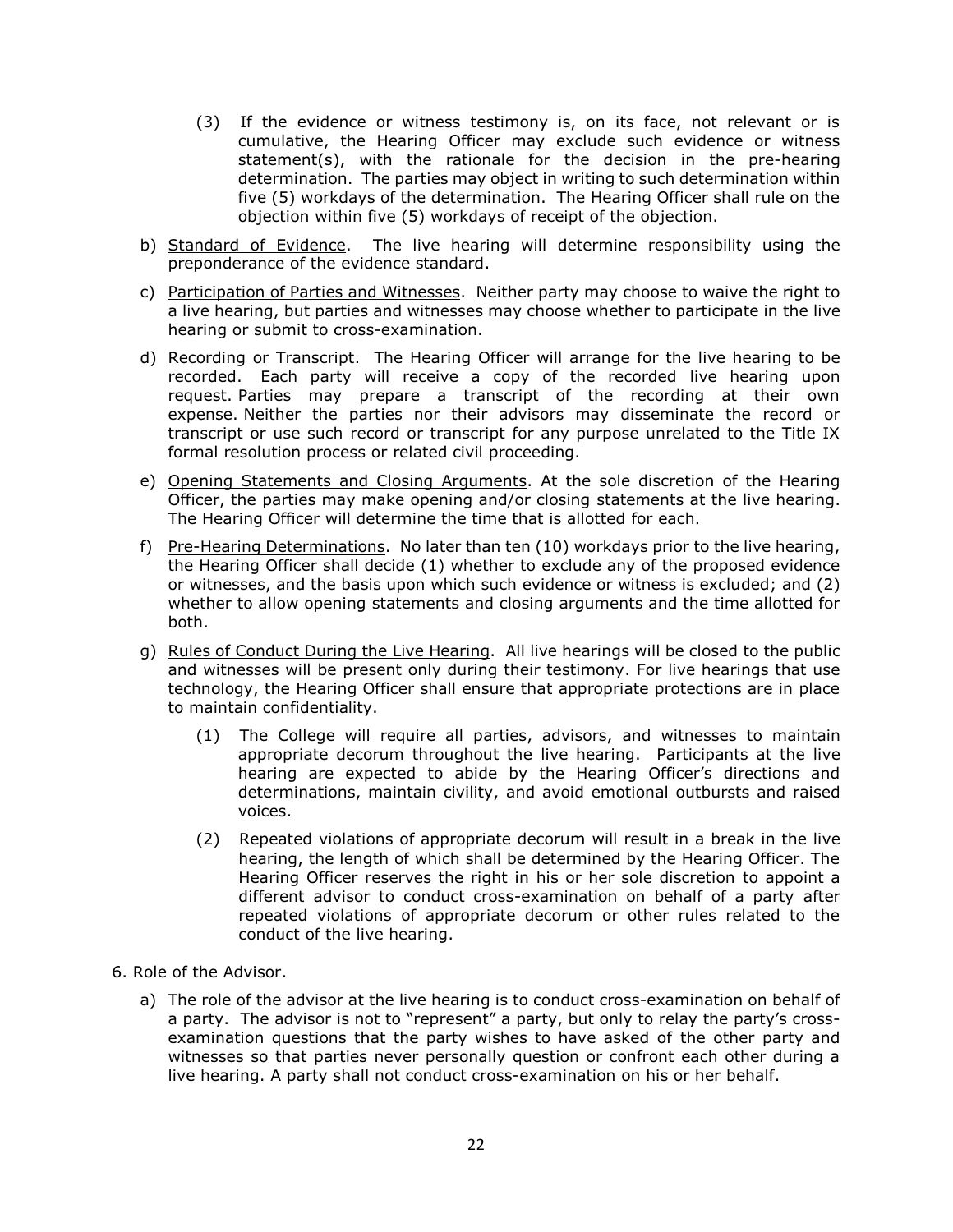(3) If the evidence or witness testimony is, on its face, not relevant or is cumulative, the Hearing Officer may exclude such evidence or witness statement(s), with the rationale for the decision in the pre-hearing determination. The parties may object in writing to such determination within five (5) workdays of the determination. The Hearing Officer shall rule on the objection within five (5) workdays of receipt of the objection.

b) Standard of Evidence. The live hearing will determine responsibility using the preponderance of the evidence standard.

c) Participation of Parties and Witnesses. Neither party may choose to waive the right to a live hearing, but parties and witnesses may choose whether to participate in the live hearing or submit to cross-examination.

d) Recording or Transcript. The Hearing Officer will arrange for the live hearing to be recorded. Each party will receive a copy of the recorded live hearing upon request. Parties may prepare a transcript of the recording at their own expense. Neither the parties nor their advisors may disseminate the record or transcript or use such record or transcript for any purpose unrelated to the Title IX formal resolution process or related civil proceeding.

e) Opening Statements and Closing Arguments. At the sole discretion of the Hearing Officer, the parties may make opening and/or closing statements at the live hearing. The Hearing Officer will determine the time that is allotted for each.

f) Pre-Hearing Determinations. No later than ten (10) workdays prior to the live hearing, the Hearing Officer shall decide (1) whether to exclude any of the proposed evidence or witnesses, and the basis upon which such evidence or witness is excluded; and (2) whether to allow opening statements and closing arguments and the time allotted for both.

g) Rules of Conduct During the Live Hearing. All live hearings will be closed to the public and witnesses will be present only during their testimony. For live hearings that use technology, the Hearing Officer shall ensure that appropriate protections are in place to maintain confidentiality.

   (1) The College will require all parties, advisors, and witnesses to maintain appropriate decorum throughout the live hearing. Participants at the live hearing are expected to abide by the Hearing Officer's directions and determinations, maintain civility, and avoid emotional outbursts and raised voices.

   (2) Repeated violations of appropriate decorum will result in a break in the live hearing, the length of which shall be determined by the Hearing Officer. The Hearing Officer reserves the right in his or her sole discretion to appoint a different advisor to conduct cross-examination on behalf of a party after repeated violations of appropriate decorum or other rules related to the conduct of the live hearing.

6. Role of the Advisor.

a) The role of the advisor at the live hearing is to conduct cross-examination on behalf of a party. The advisor is not to "represent" a party, but only to relay the party's cross-examination questions that the party wishes to have asked of the other party and witnesses so that parties never personally question or confront each other during a live hearing. A party shall not conduct cross-examination on his or her behalf.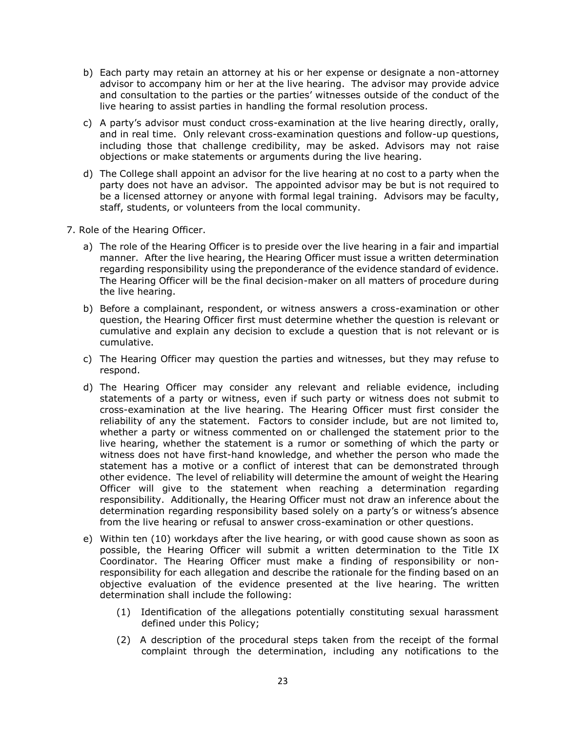b) Each party may retain an attorney at his or her expense or designate a non-attorney advisor to accompany him or her at the live hearing. The advisor may provide advice and consultation to the parties or the parties' witnesses outside of the conduct of the live hearing to assist parties in handling the formal resolution process.

c) A party's advisor must conduct cross-examination at the live hearing directly, orally, and in real time. Only relevant cross-examination questions and follow-up questions, including those that challenge credibility, may be asked. Advisors may not raise objections or make statements or arguments during the live hearing.

d) The College shall appoint an advisor for the live hearing at no cost to a party when the party does not have an advisor. The appointed advisor may be but is not required to be a licensed attorney or anyone with formal legal training. Advisors may be faculty, staff, students, or volunteers from the local community.

7. Role of the Hearing Officer.

a) The role of the Hearing Officer is to preside over the live hearing in a fair and impartial manner. After the live hearing, the Hearing Officer must issue a written determination regarding responsibility using the preponderance of the evidence standard of evidence. The Hearing Officer will be the final decision-maker on all matters of procedure during the live hearing.

b) Before a complainant, respondent, or witness answers a cross-examination or other question, the Hearing Officer first must determine whether the question is relevant or cumulative and explain any decision to exclude a question that is not relevant or is cumulative.

c) The Hearing Officer may question the parties and witnesses, but they may refuse to respond.

d) The Hearing Officer may consider any relevant and reliable evidence, including statements of a party or witness, even if such party or witness does not submit to cross-examination at the live hearing. The Hearing Officer must first consider the reliability of any the statement. Factors to consider include, but are not limited to, whether a party or witness commented on or challenged the statement prior to the live hearing, whether the statement is a rumor or something of which the party or witness does not have first-hand knowledge, and whether the person who made the statement has a motive or a conflict of interest that can be demonstrated through other evidence. The level of reliability will determine the amount of weight the Hearing Officer will give to the statement when reaching a determination regarding responsibility. Additionally, the Hearing Officer must not draw an inference about the determination regarding responsibility based solely on a party's or witness's absence from the live hearing or refusal to answer cross-examination or other questions.

e) Within ten (10) workdays after the live hearing, or with good cause shown as soon as possible, the Hearing Officer will submit a written determination to the Title IX Coordinator. The Hearing Officer must make a finding of responsibility or non-responsibility for each allegation and describe the rationale for the finding based on an objective evaluation of the evidence presented at the live hearing. The written determination shall include the following:

   (1) Identification of the allegations potentially constituting sexual harassment defined under this Policy;

   (2) A description of the procedural steps taken from the receipt of the formal complaint through the determination, including any notifications to the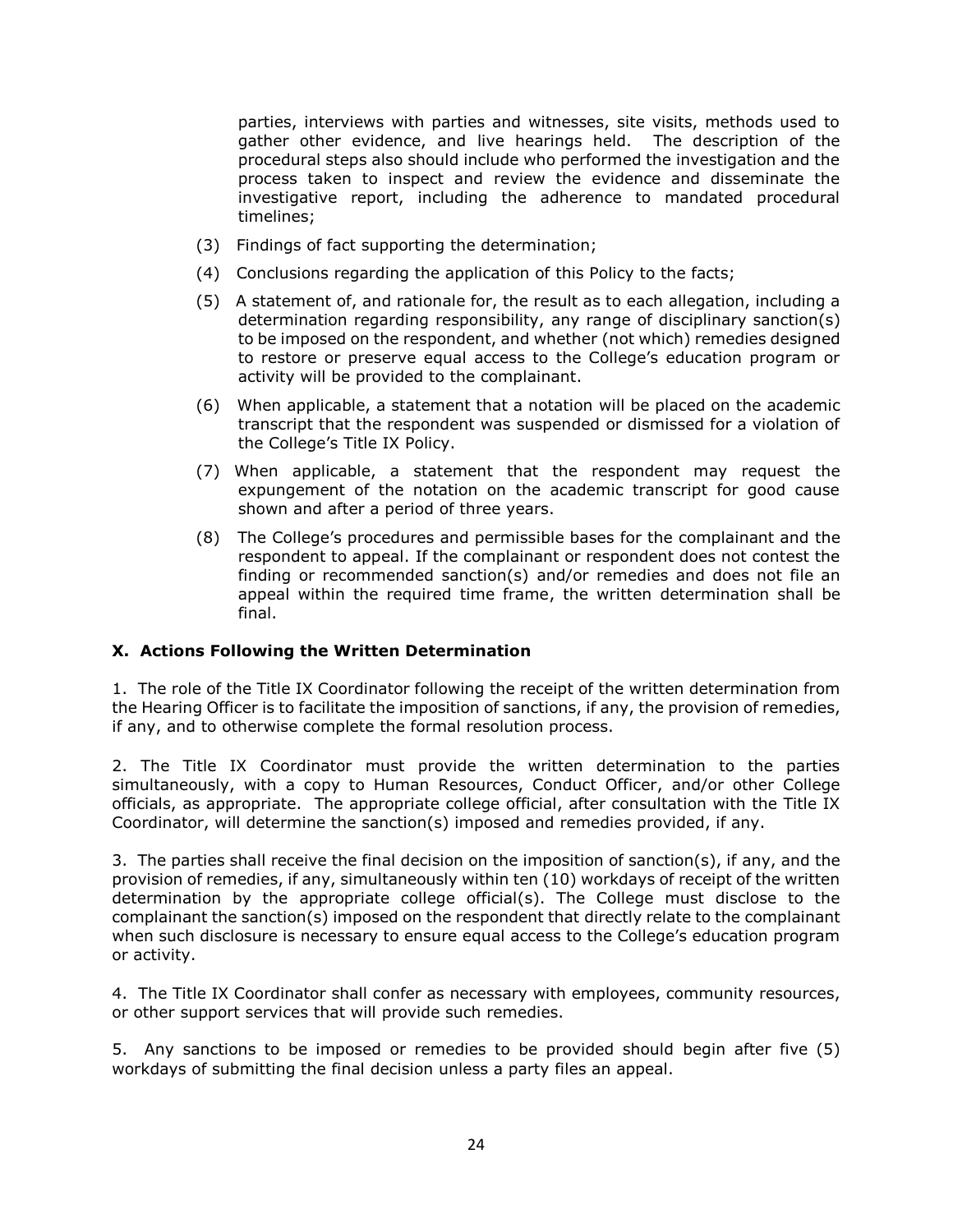parties, interviews with parties and witnesses, site visits, methods used to gather other evidence, and live hearings held. The description of the procedural steps also should include who performed the investigation and the process taken to inspect and review the evidence and disseminate the investigative report, including the adherence to mandated procedural timelines;

(3) Findings of fact supporting the determination;

(4) Conclusions regarding the application of this Policy to the facts;

(5) A statement of, and rationale for, the result as to each allegation, including a determination regarding responsibility, any range of disciplinary sanction(s) to be imposed on the respondent, and whether (not which) remedies designed to restore or preserve equal access to the College's education program or activity will be provided to the complainant.

(6) When applicable, a statement that a notation will be placed on the academic transcript that the respondent was suspended or dismissed for a violation of the College's Title IX Policy.

(7) When applicable, a statement that the respondent may request the expungement of the notation on the academic transcript for good cause shown and after a period of three years.

(8) The College's procedures and permissible bases for the complainant and the respondent to appeal. If the complainant or respondent does not contest the finding or recommended sanction(s) and/or remedies and does not file an appeal within the required time frame, the written determination shall be final.

### X. Actions Following the Written Determination

1. The role of the Title IX Coordinator following the receipt of the written determination from the Hearing Officer is to facilitate the imposition of sanctions, if any, the provision of remedies, if any, and to otherwise complete the formal resolution process.

2. The Title IX Coordinator must provide the written determination to the parties simultaneously, with a copy to Human Resources, Conduct Officer, and/or other College officials, as appropriate. The appropriate college official, after consultation with the Title IX Coordinator, will determine the sanction(s) imposed and remedies provided, if any.

3. The parties shall receive the final decision on the imposition of sanction(s), if any, and the provision of remedies, if any, simultaneously within ten (10) workdays of receipt of the written determination by the appropriate college official(s). The College must disclose to the complainant the sanction(s) imposed on the respondent that directly relate to the complainant when such disclosure is necessary to ensure equal access to the College's education program or activity.

4. The Title IX Coordinator shall confer as necessary with employees, community resources, or other support services that will provide such remedies.

5. Any sanctions to be imposed or remedies to be provided should begin after five (5) workdays of submitting the final decision unless a party files an appeal.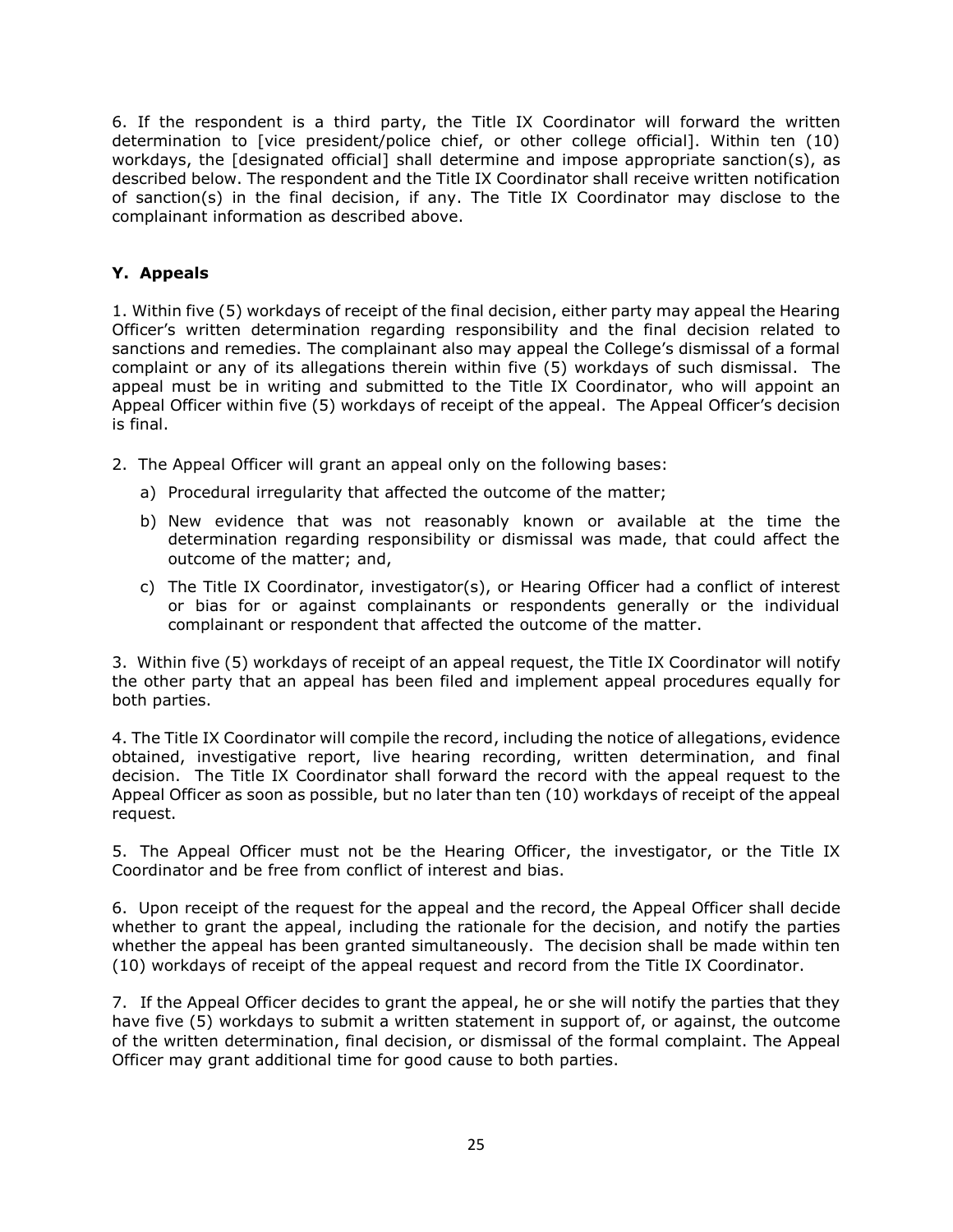6. If the respondent is a third party, the Title IX Coordinator will forward the written determination to [vice president/police chief, or other college official]. Within ten (10) workdays, the [designated official] shall determine and impose appropriate sanction(s), as described below. The respondent and the Title IX Coordinator shall receive written notification of sanction(s) in the final decision, if any. The Title IX Coordinator may disclose to the complainant information as described above.

### Y. Appeals

1. Within five (5) workdays of receipt of the final decision, either party may appeal the Hearing Officer's written determination regarding responsibility and the final decision related to sanctions and remedies. The complainant also may appeal the College's dismissal of a formal complaint or any of its allegations therein within five (5) workdays of such dismissal. The appeal must be in writing and submitted to the Title IX Coordinator, who will appoint an Appeal Officer within five (5) workdays of receipt of the appeal. The Appeal Officer's decision is final.

2. The Appeal Officer will grant an appeal only on the following bases:

   a) Procedural irregularity that affected the outcome of the matter;

   b) New evidence that was not reasonably known or available at the time the determination regarding responsibility or dismissal was made, that could affect the outcome of the matter; and,

   c) The Title IX Coordinator, investigator(s), or Hearing Officer had a conflict of interest or bias for or against complainants or respondents generally or the individual complainant or respondent that affected the outcome of the matter.

3. Within five (5) workdays of receipt of an appeal request, the Title IX Coordinator will notify the other party that an appeal has been filed and implement appeal procedures equally for both parties.

4. The Title IX Coordinator will compile the record, including the notice of allegations, evidence obtained, investigative report, live hearing recording, written determination, and final decision. The Title IX Coordinator shall forward the record with the appeal request to the Appeal Officer as soon as possible, but no later than ten (10) workdays of receipt of the appeal request.

5. The Appeal Officer must not be the Hearing Officer, the investigator, or the Title IX Coordinator and be free from conflict of interest and bias.

6. Upon receipt of the request for the appeal and the record, the Appeal Officer shall decide whether to grant the appeal, including the rationale for the decision, and notify the parties whether the appeal has been granted simultaneously. The decision shall be made within ten (10) workdays of receipt of the appeal request and record from the Title IX Coordinator.

7. If the Appeal Officer decides to grant the appeal, he or she will notify the parties that they have five (5) workdays to submit a written statement in support of, or against, the outcome of the written determination, final decision, or dismissal of the formal complaint. The Appeal Officer may grant additional time for good cause to both parties.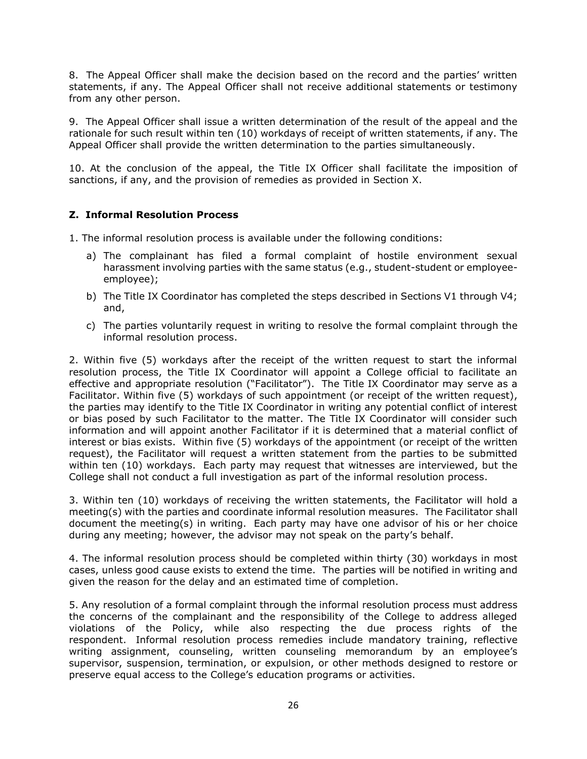8. The Appeal Officer shall make the decision based on the record and the parties' written statements, if any. The Appeal Officer shall not receive additional statements or testimony from any other person.

9. The Appeal Officer shall issue a written determination of the result of the appeal and the rationale for such result within ten (10) workdays of receipt of written statements, if any. The Appeal Officer shall provide the written determination to the parties simultaneously.

10. At the conclusion of the appeal, the Title IX Officer shall facilitate the imposition of sanctions, if any, and the provision of remedies as provided in Section X.

### Z. Informal Resolution Process

1. The informal resolution process is available under the following conditions:

   a) The complainant has filed a formal complaint of hostile environment sexual harassment involving parties with the same status (e.g., student-student or employee-employee);

   b) The Title IX Coordinator has completed the steps described in Sections V1 through V4; and,

   c) The parties voluntarily request in writing to resolve the formal complaint through the informal resolution process.

2. Within five (5) workdays after the receipt of the written request to start the informal resolution process, the Title IX Coordinator will appoint a College official to facilitate an effective and appropriate resolution ("Facilitator"). The Title IX Coordinator may serve as a Facilitator. Within five (5) workdays of such appointment (or receipt of the written request), the parties may identify to the Title IX Coordinator in writing any potential conflict of interest or bias posed by such Facilitator to the matter. The Title IX Coordinator will consider such information and will appoint another Facilitator if it is determined that a material conflict of interest or bias exists. Within five (5) workdays of the appointment (or receipt of the written request), the Facilitator will request a written statement from the parties to be submitted within ten (10) workdays. Each party may request that witnesses are interviewed, but the College shall not conduct a full investigation as part of the informal resolution process.

3. Within ten (10) workdays of receiving the written statements, the Facilitator will hold a meeting(s) with the parties and coordinate informal resolution measures. The Facilitator shall document the meeting(s) in writing. Each party may have one advisor of his or her choice during any meeting; however, the advisor may not speak on the party's behalf.

4. The informal resolution process should be completed within thirty (30) workdays in most cases, unless good cause exists to extend the time. The parties will be notified in writing and given the reason for the delay and an estimated time of completion.

5. Any resolution of a formal complaint through the informal resolution process must address the concerns of the complainant and the responsibility of the College to address alleged violations of the Policy, while also respecting the due process rights of the respondent. Informal resolution process remedies include mandatory training, reflective writing assignment, counseling, written counseling memorandum by an employee's supervisor, suspension, termination, or expulsion, or other methods designed to restore or preserve equal access to the College's education programs or activities.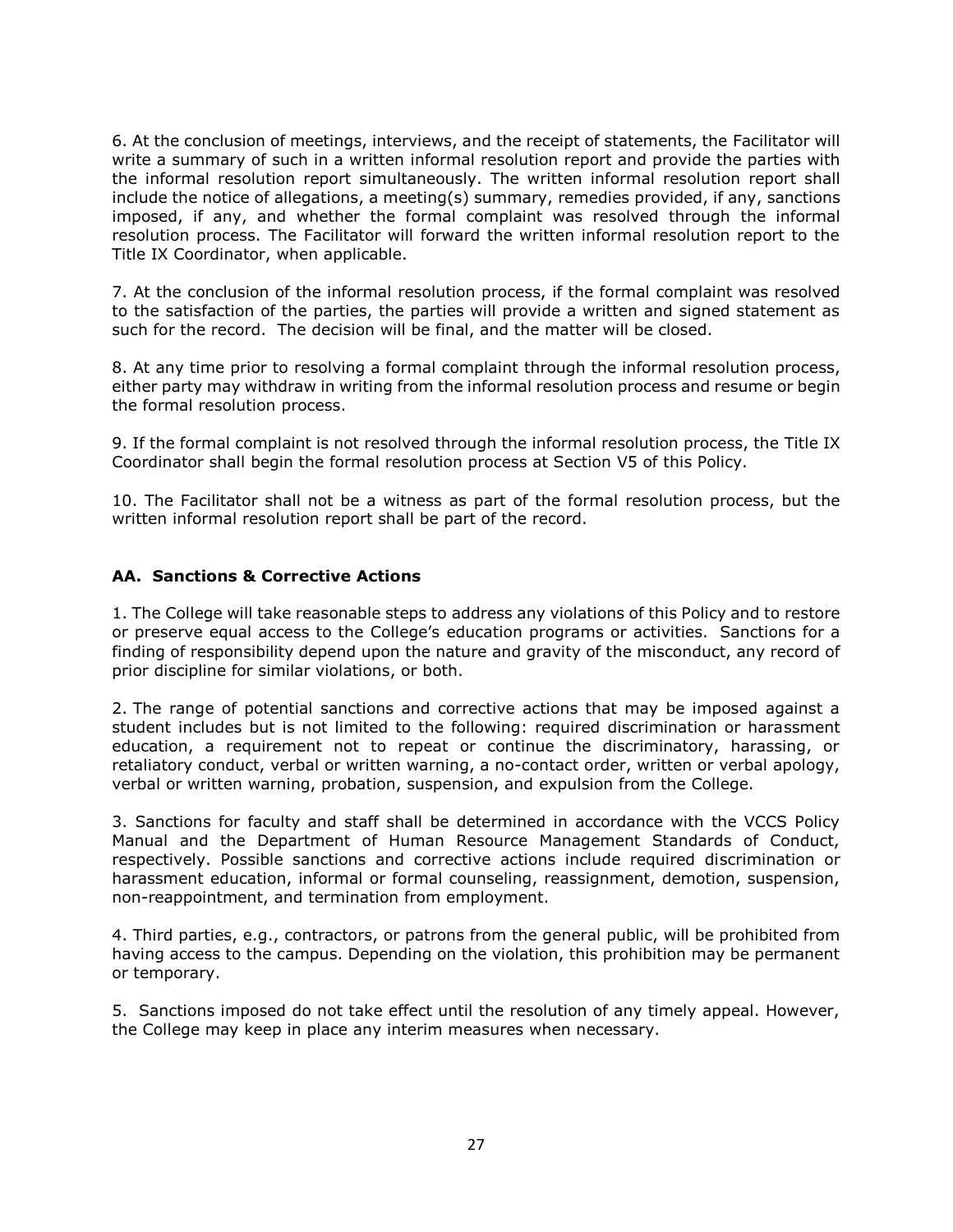6. At the conclusion of meetings, interviews, and the receipt of statements, the Facilitator will write a summary of such in a written informal resolution report and provide the parties with the informal resolution report simultaneously. The written informal resolution report shall include the notice of allegations, a meeting(s) summary, remedies provided, if any, sanctions imposed, if any, and whether the formal complaint was resolved through the informal resolution process. The Facilitator will forward the written informal resolution report to the Title IX Coordinator, when applicable.

7. At the conclusion of the informal resolution process, if the formal complaint was resolved to the satisfaction of the parties, the parties will provide a written and signed statement as such for the record. The decision will be final, and the matter will be closed.

8. At any time prior to resolving a formal complaint through the informal resolution process, either party may withdraw in writing from the informal resolution process and resume or begin the formal resolution process.

9. If the formal complaint is not resolved through the informal resolution process, the Title IX Coordinator shall begin the formal resolution process at Section V5 of this Policy.

10. The Facilitator shall not be a witness as part of the formal resolution process, but the written informal resolution report shall be part of the record.

### AA. Sanctions & Corrective Actions

1. The College will take reasonable steps to address any violations of this Policy and to restore or preserve equal access to the College's education programs or activities. Sanctions for a finding of responsibility depend upon the nature and gravity of the misconduct, any record of prior discipline for similar violations, or both.

2. The range of potential sanctions and corrective actions that may be imposed against a student includes but is not limited to the following: required discrimination or harassment education, a requirement not to repeat or continue the discriminatory, harassing, or retaliatory conduct, verbal or written warning, a no-contact order, written or verbal apology, verbal or written warning, probation, suspension, and expulsion from the College.

3. Sanctions for faculty and staff shall be determined in accordance with the VCCS Policy Manual and the Department of Human Resource Management Standards of Conduct, respectively. Possible sanctions and corrective actions include required discrimination or harassment education, informal or formal counseling, reassignment, demotion, suspension, non-reappointment, and termination from employment.

4. Third parties, e.g., contractors, or patrons from the general public, will be prohibited from having access to the campus. Depending on the violation, this prohibition may be permanent or temporary.

5. Sanctions imposed do not take effect until the resolution of any timely appeal. However, the College may keep in place any interim measures when necessary.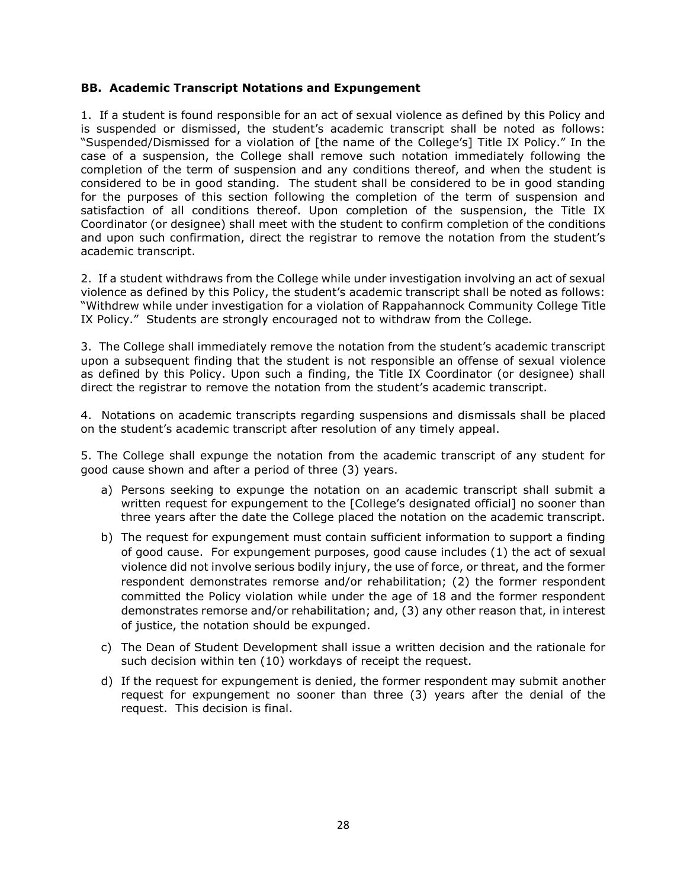## BB. Academic Transcript Notations and Expungement

1. If a student is found responsible for an act of sexual violence as defined by this Policy and is suspended or dismissed, the student's academic transcript shall be noted as follows: "Suspended/Dismissed for a violation of [the name of the College's] Title IX Policy." In the case of a suspension, the College shall remove such notation immediately following the completion of the term of suspension and any conditions thereof, and when the student is considered to be in good standing. The student shall be considered to be in good standing for the purposes of this section following the completion of the term of suspension and satisfaction of all conditions thereof. Upon completion of the suspension, the Title IX Coordinator (or designee) shall meet with the student to confirm completion of the conditions and upon such confirmation, direct the registrar to remove the notation from the student's academic transcript.

2. If a student withdraws from the College while under investigation involving an act of sexual violence as defined by this Policy, the student's academic transcript shall be noted as follows: "Withdrew while under investigation for a violation of Rappahannock Community College Title IX Policy." Students are strongly encouraged not to withdraw from the College.

3. The College shall immediately remove the notation from the student's academic transcript upon a subsequent finding that the student is not responsible an offense of sexual violence as defined by this Policy. Upon such a finding, the Title IX Coordinator (or designee) shall direct the registrar to remove the notation from the student's academic transcript.

4. Notations on academic transcripts regarding suspensions and dismissals shall be placed on the student's academic transcript after resolution of any timely appeal.

5. The College shall expunge the notation from the academic transcript of any student for good cause shown and after a period of three (3) years.

   a) Persons seeking to expunge the notation on an academic transcript shall submit a written request for expungement to the [College's designated official] no sooner than three years after the date the College placed the notation on the academic transcript.

   b) The request for expungement must contain sufficient information to support a finding of good cause. For expungement purposes, good cause includes (1) the act of sexual violence did not involve serious bodily injury, the use of force, or threat, and the former respondent demonstrates remorse and/or rehabilitation; (2) the former respondent committed the Policy violation while under the age of 18 and the former respondent demonstrates remorse and/or rehabilitation; and, (3) any other reason that, in interest of justice, the notation should be expunged.

   c) The Dean of Student Development shall issue a written decision and the rationale for such decision within ten (10) workdays of receipt the request.

   d) If the request for expungement is denied, the former respondent may submit another request for expungement no sooner than three (3) years after the denial of the request. This decision is final.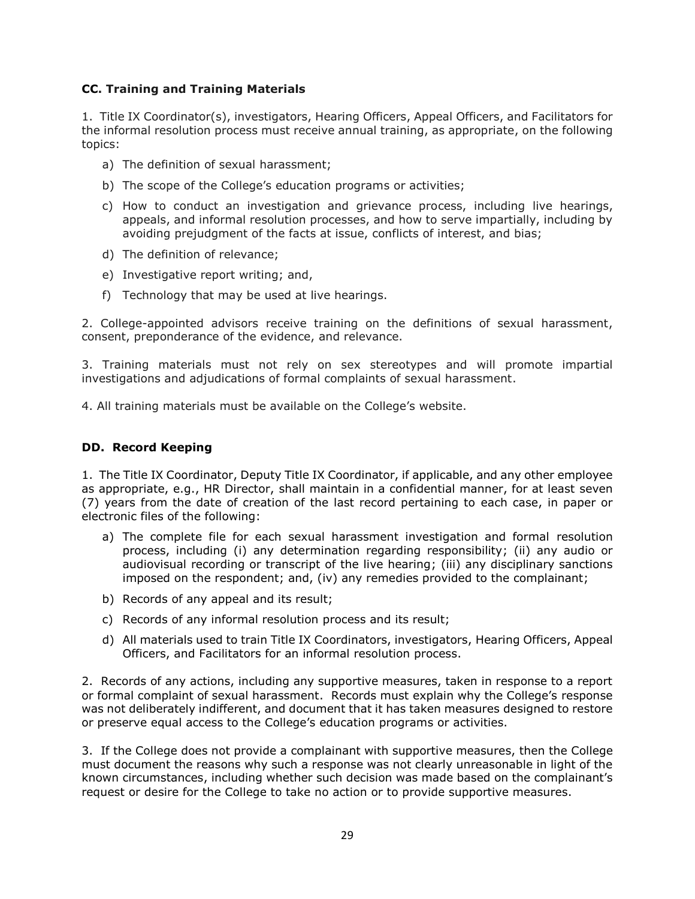### CC. Training and Training Materials

1. Title IX Coordinator(s), investigators, Hearing Officers, Appeal Officers, and Facilitators for the informal resolution process must receive annual training, as appropriate, on the following topics:

   a) The definition of sexual harassment;

   b) The scope of the College's education programs or activities;

   c) How to conduct an investigation and grievance process, including live hearings, appeals, and informal resolution processes, and how to serve impartially, including by avoiding prejudgment of the facts at issue, conflicts of interest, and bias;

   d) The definition of relevance;

   e) Investigative report writing; and,

   f) Technology that may be used at live hearings.

2. College-appointed advisors receive training on the definitions of sexual harassment, consent, preponderance of the evidence, and relevance.

3. Training materials must not rely on sex stereotypes and will promote impartial investigations and adjudications of formal complaints of sexual harassment.

4. All training materials must be available on the College's website.

### DD. Record Keeping

1. The Title IX Coordinator, Deputy Title IX Coordinator, if applicable, and any other employee as appropriate, e.g., HR Director, shall maintain in a confidential manner, for at least seven (7) years from the date of creation of the last record pertaining to each case, in paper or electronic files of the following:

   a) The complete file for each sexual harassment investigation and formal resolution process, including (i) any determination regarding responsibility; (ii) any audio or audiovisual recording or transcript of the live hearing; (iii) any disciplinary sanctions imposed on the respondent; and, (iv) any remedies provided to the complainant;

   b) Records of any appeal and its result;

   c) Records of any informal resolution process and its result;

   d) All materials used to train Title IX Coordinators, investigators, Hearing Officers, Appeal Officers, and Facilitators for an informal resolution process.

2. Records of any actions, including any supportive measures, taken in response to a report or formal complaint of sexual harassment. Records must explain why the College's response was not deliberately indifferent, and document that it has taken measures designed to restore or preserve equal access to the College's education programs or activities.

3. If the College does not provide a complainant with supportive measures, then the College must document the reasons why such a response was not clearly unreasonable in light of the known circumstances, including whether such decision was made based on the complainant's request or desire for the College to take no action or to provide supportive measures.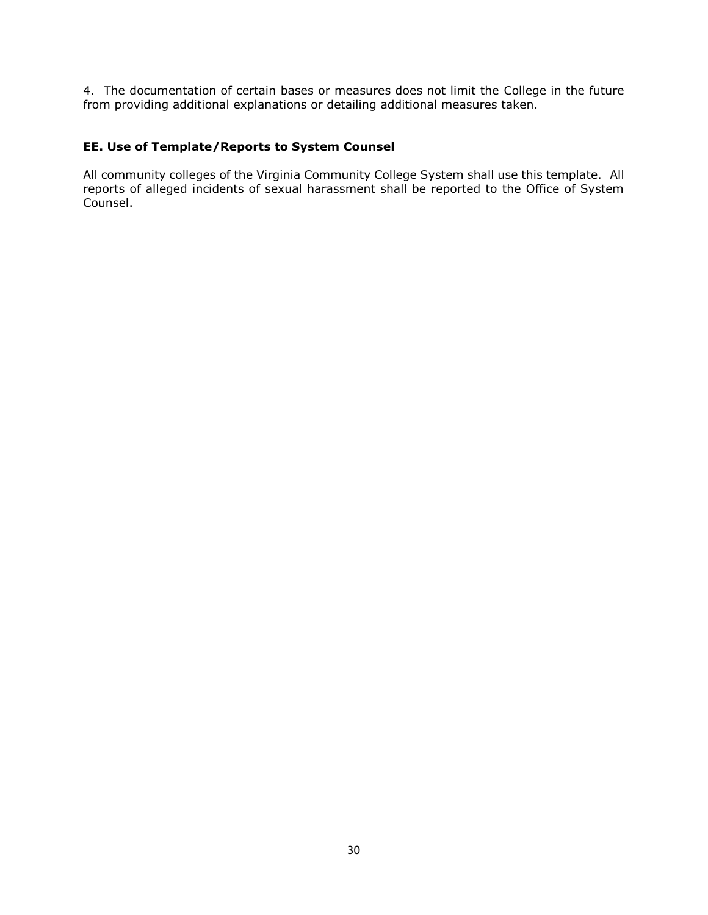4. The documentation of certain bases or measures does not limit the College in the future from providing additional explanations or detailing additional measures taken.

### EE. Use of Template/Reports to System Counsel

All community colleges of the Virginia Community College System shall use this template. All reports of alleged incidents of sexual harassment shall be reported to the Office of System Counsel.